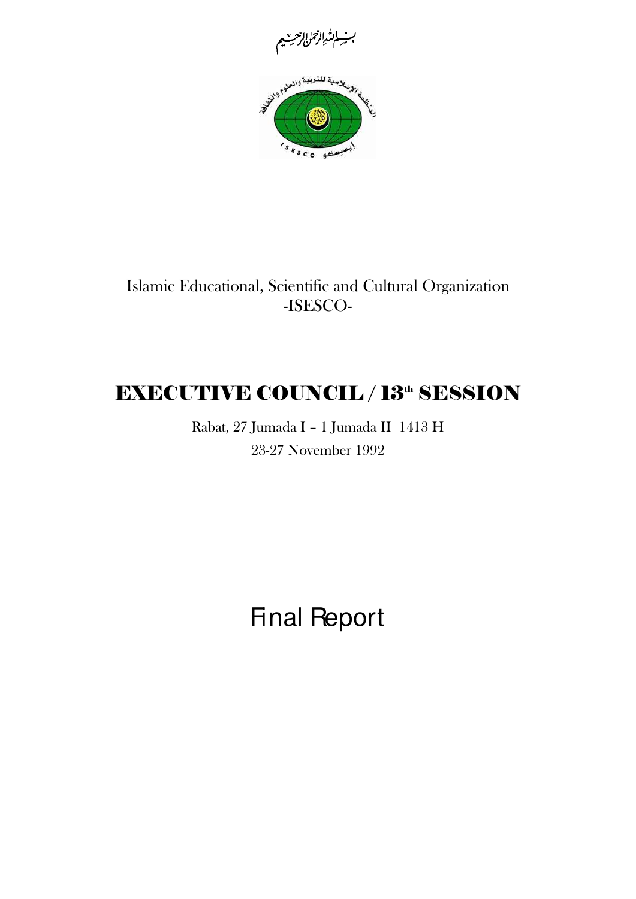بسم الله الرحمن الرحيم

المنظمة الإسلامية للتربية والعلوم والثقافة

إيسيسكو

ISESCO

Islamic Educational, Scientific and Cultural Organization
-ISESCO-

# EXECUTIVE COUNCIL / 13th SESSION

Rabat, 27 Jumada I – 1 Jumada II 1413 H

23-27 November 1992

# Final Report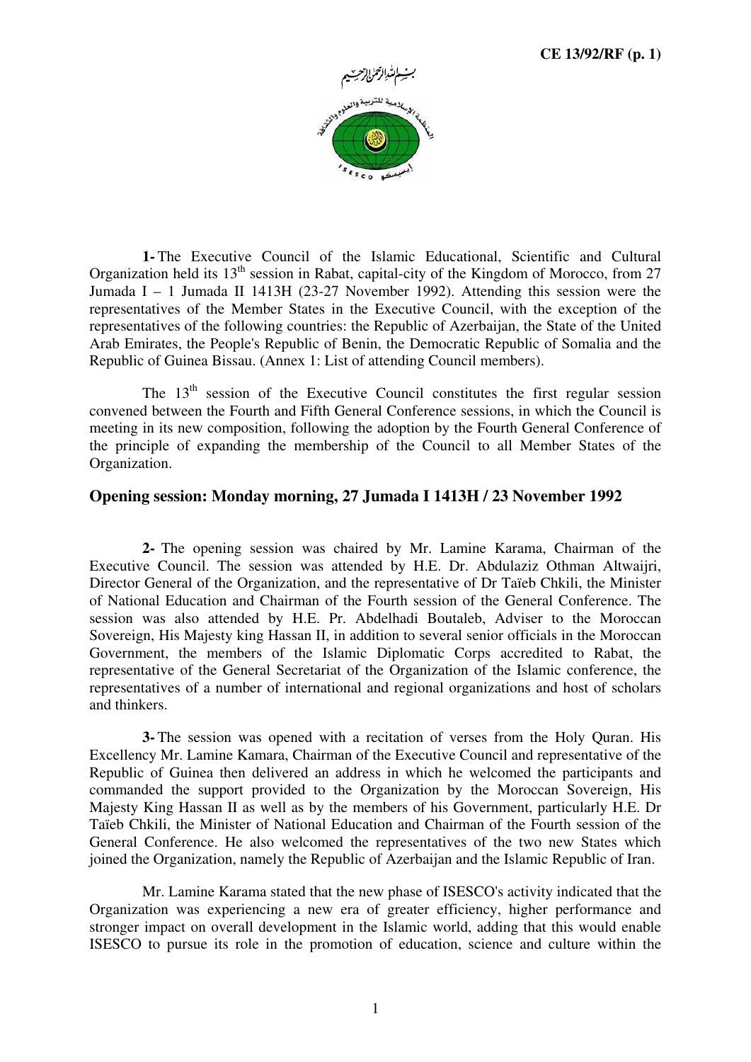**1-** The Executive Council of the Islamic Educational, Scientific and Cultural Organization held its 13th session in Rabat, capital-city of the Kingdom of Morocco, from 27 Jumada I – 1 Jumada II 1413H (23-27 November 1992). Attending this session were the representatives of the Member States in the Executive Council, with the exception of the representatives of the following countries: the Republic of Azerbaijan, the State of the United Arab Emirates, the People's Republic of Benin, the Democratic Republic of Somalia and the Republic of Guinea Bissau. (Annex 1: List of attending Council members).

The 13th session of the Executive Council constitutes the first regular session convened between the Fourth and Fifth General Conference sessions, in which the Council is meeting in its new composition, following the adoption by the Fourth General Conference of the principle of expanding the membership of the Council to all Member States of the Organization.

## Opening session: Monday morning, 27 Jumada I 1413H / 23 November 1992

**2-** The opening session was chaired by Mr. Lamine Karama, Chairman of the Executive Council. The session was attended by H.E. Dr. Abdulaziz Othman Altwaijri, Director General of the Organization, and the representative of Dr Taïeb Chkili, the Minister of National Education and Chairman of the Fourth session of the General Conference. The session was also attended by H.E. Pr. Abdelhadi Boutaleb, Adviser to the Moroccan Sovereign, His Majesty king Hassan II, in addition to several senior officials in the Moroccan Government, the members of the Islamic Diplomatic Corps accredited to Rabat, the representative of the General Secretariat of the Organization of the Islamic conference, the representatives of a number of international and regional organizations and host of scholars and thinkers.

**3-** The session was opened with a recitation of verses from the Holy Quran. His Excellency Mr. Lamine Kamara, Chairman of the Executive Council and representative of the Republic of Guinea then delivered an address in which he welcomed the participants and commanded the support provided to the Organization by the Moroccan Sovereign, His Majesty King Hassan II as well as by the members of his Government, particularly H.E. Dr Taïeb Chkili, the Minister of National Education and Chairman of the Fourth session of the General Conference. He also welcomed the representatives of the two new States which joined the Organization, namely the Republic of Azerbaijan and the Islamic Republic of Iran.

Mr. Lamine Karama stated that the new phase of ISESCO's activity indicated that the Organization was experiencing a new era of greater efficiency, higher performance and stronger impact on overall development in the Islamic world, adding that this would enable ISESCO to pursue its role in the promotion of education, science and culture within the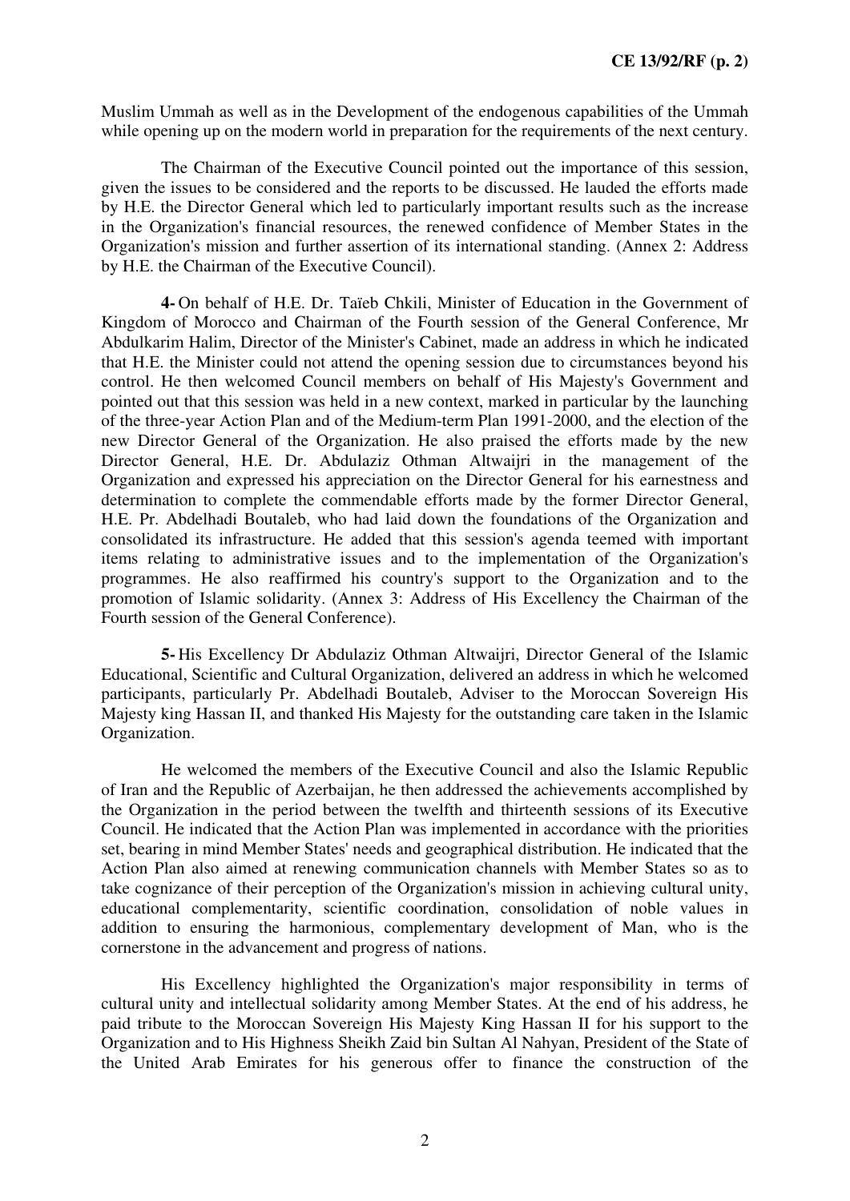Muslim Ummah as well as in the Development of the endogenous capabilities of the Ummah while opening up on the modern world in preparation for the requirements of the next century.

The Chairman of the Executive Council pointed out the importance of this session, given the issues to be considered and the reports to be discussed. He lauded the efforts made by H.E. the Director General which led to particularly important results such as the increase in the Organization's financial resources, the renewed confidence of Member States in the Organization's mission and further assertion of its international standing. (Annex 2: Address by H.E. the Chairman of the Executive Council).

**4-** On behalf of H.E. Dr. Taïeb Chkili, Minister of Education in the Government of Kingdom of Morocco and Chairman of the Fourth session of the General Conference, Mr Abdulkarim Halim, Director of the Minister's Cabinet, made an address in which he indicated that H.E. the Minister could not attend the opening session due to circumstances beyond his control. He then welcomed Council members on behalf of His Majesty's Government and pointed out that this session was held in a new context, marked in particular by the launching of the three-year Action Plan and of the Medium-term Plan 1991-2000, and the election of the new Director General of the Organization. He also praised the efforts made by the new Director General, H.E. Dr. Abdulaziz Othman Altwaijri in the management of the Organization and expressed his appreciation on the Director General for his earnestness and determination to complete the commendable efforts made by the former Director General, H.E. Pr. Abdelhadi Boutaleb, who had laid down the foundations of the Organization and consolidated its infrastructure. He added that this session's agenda teemed with important items relating to administrative issues and to the implementation of the Organization's programmes. He also reaffirmed his country's support to the Organization and to the promotion of Islamic solidarity. (Annex 3: Address of His Excellency the Chairman of the Fourth session of the General Conference).

**5-** His Excellency Dr Abdulaziz Othman Altwaijri, Director General of the Islamic Educational, Scientific and Cultural Organization, delivered an address in which he welcomed participants, particularly Pr. Abdelhadi Boutaleb, Adviser to the Moroccan Sovereign His Majesty king Hassan II, and thanked His Majesty for the outstanding care taken in the Islamic Organization.

He welcomed the members of the Executive Council and also the Islamic Republic of Iran and the Republic of Azerbaijan, he then addressed the achievements accomplished by the Organization in the period between the twelfth and thirteenth sessions of its Executive Council. He indicated that the Action Plan was implemented in accordance with the priorities set, bearing in mind Member States' needs and geographical distribution. He indicated that the Action Plan also aimed at renewing communication channels with Member States so as to take cognizance of their perception of the Organization's mission in achieving cultural unity, educational complementarity, scientific coordination, consolidation of noble values in addition to ensuring the harmonious, complementary development of Man, who is the cornerstone in the advancement and progress of nations.

His Excellency highlighted the Organization's major responsibility in terms of cultural unity and intellectual solidarity among Member States. At the end of his address, he paid tribute to the Moroccan Sovereign His Majesty King Hassan II for his support to the Organization and to His Highness Sheikh Zaid bin Sultan Al Nahyan, President of the State of the United Arab Emirates for his generous offer to finance the construction of the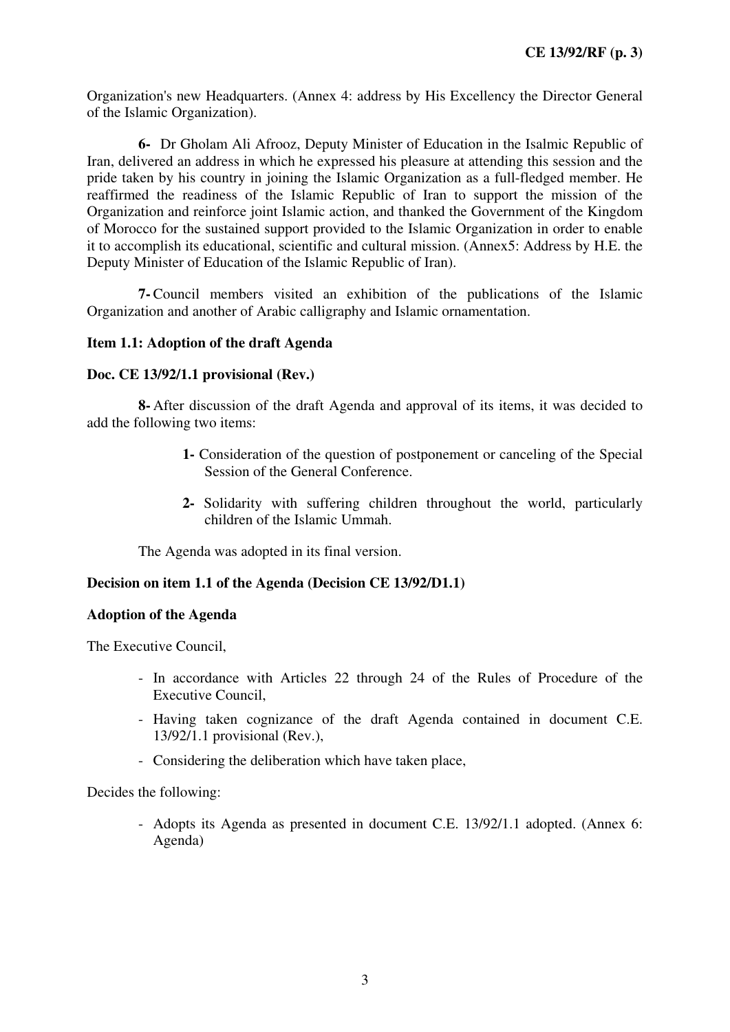Organization's new Headquarters. (Annex 4: address by His Excellency the Director General of the Islamic Organization).

**6-** Dr Gholam Ali Afrooz, Deputy Minister of Education in the Isalmic Republic of Iran, delivered an address in which he expressed his pleasure at attending this session and the pride taken by his country in joining the Islamic Organization as a full-fledged member. He reaffirmed the readiness of the Islamic Republic of Iran to support the mission of the Organization and reinforce joint Islamic action, and thanked the Government of the Kingdom of Morocco for the sustained support provided to the Islamic Organization in order to enable it to accomplish its educational, scientific and cultural mission. (Annex5: Address by H.E. the Deputy Minister of Education of the Islamic Republic of Iran).

**7-** Council members visited an exhibition of the publications of the Islamic Organization and another of Arabic calligraphy and Islamic ornamentation.

**Item 1.1: Adoption of the draft Agenda**

**Doc. CE 13/92/1.1 provisional (Rev.)**

**8-** After discussion of the draft Agenda and approval of its items, it was decided to add the following two items:

**1-** Consideration of the question of postponement or canceling of the Special Session of the General Conference.

**2-** Solidarity with suffering children throughout the world, particularly children of the Islamic Ummah.

The Agenda was adopted in its final version.

**Decision on item 1.1 of the Agenda (Decision CE 13/92/D1.1)**

**Adoption of the Agenda**

The Executive Council,

- In accordance with Articles 22 through 24 of the Rules of Procedure of the Executive Council,
- Having taken cognizance of the draft Agenda contained in document C.E. 13/92/1.1 provisional (Rev.),
- Considering the deliberation which have taken place,

Decides the following:

- Adopts its Agenda as presented in document C.E. 13/92/1.1 adopted. (Annex 6: Agenda)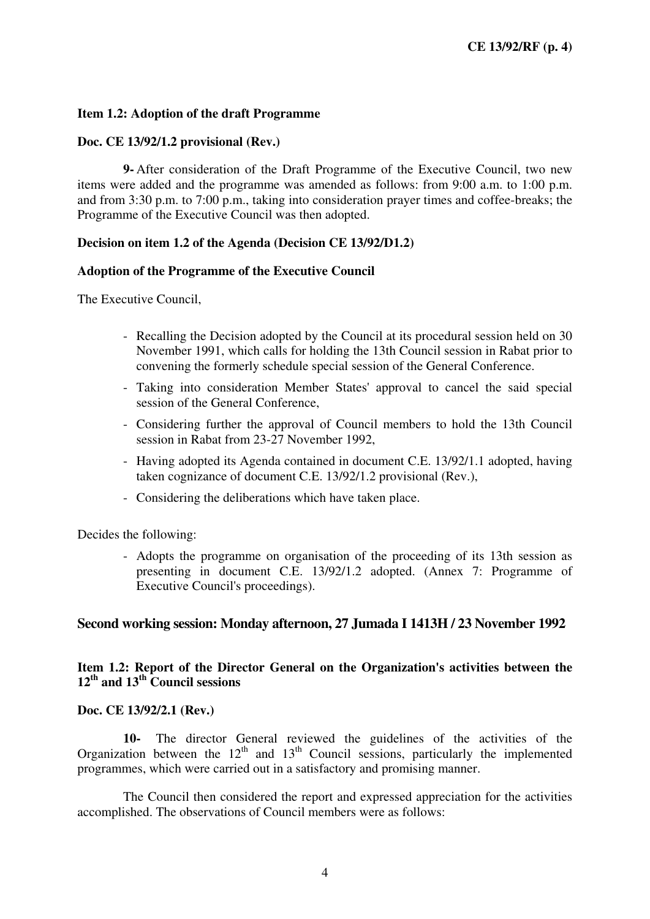**Item 1.2: Adoption of the draft Programme**

**Doc. CE 13/92/1.2 provisional (Rev.)**

**9-** After consideration of the Draft Programme of the Executive Council, two new items were added and the programme was amended as follows: from 9:00 a.m. to 1:00 p.m. and from 3:30 p.m. to 7:00 p.m., taking into consideration prayer times and coffee-breaks; the Programme of the Executive Council was then adopted.

**Decision on item 1.2 of the Agenda (Decision CE 13/92/D1.2)**

**Adoption of the Programme of the Executive Council**

The Executive Council,

- Recalling the Decision adopted by the Council at its procedural session held on 30 November 1991, which calls for holding the 13th Council session in Rabat prior to convening the formerly schedule special session of the General Conference.
- Taking into consideration Member States' approval to cancel the said special session of the General Conference,
- Considering further the approval of Council members to hold the 13th Council session in Rabat from 23-27 November 1992,
- Having adopted its Agenda contained in document C.E. 13/92/1.1 adopted, having taken cognizance of document C.E. 13/92/1.2 provisional (Rev.),
- Considering the deliberations which have taken place.

Decides the following:

- Adopts the programme on organisation of the proceeding of its 13th session as presenting in document C.E. 13/92/1.2 adopted. (Annex 7: Programme of Executive Council's proceedings).

## Second working session: Monday afternoon, 27 Jumada I 1413H / 23 November 1992

**Item 1.2: Report of the Director General on the Organization's activities between the 12th and 13th Council sessions**

**Doc. CE 13/92/2.1 (Rev.)**

**10-** The director General reviewed the guidelines of the activities of the Organization between the 12th and 13th Council sessions, particularly the implemented programmes, which were carried out in a satisfactory and promising manner.

The Council then considered the report and expressed appreciation for the activities accomplished. The observations of Council members were as follows: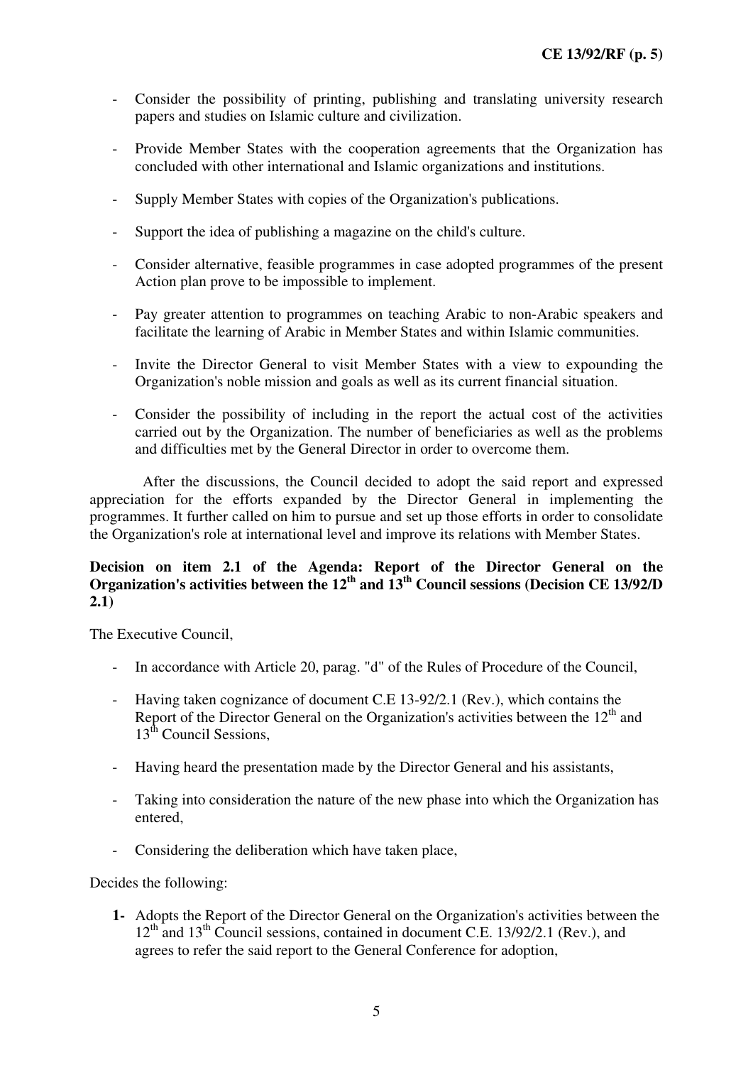- Consider the possibility of printing, publishing and translating university research papers and studies on Islamic culture and civilization.

- Provide Member States with the cooperation agreements that the Organization has concluded with other international and Islamic organizations and institutions.

- Supply Member States with copies of the Organization's publications.

- Support the idea of publishing a magazine on the child's culture.

- Consider alternative, feasible programmes in case adopted programmes of the present Action plan prove to be impossible to implement.

- Pay greater attention to programmes on teaching Arabic to non-Arabic speakers and facilitate the learning of Arabic in Member States and within Islamic communities.

- Invite the Director General to visit Member States with a view to expounding the Organization's noble mission and goals as well as its current financial situation.

- Consider the possibility of including in the report the actual cost of the activities carried out by the Organization. The number of beneficiaries as well as the problems and difficulties met by the General Director in order to overcome them.

After the discussions, the Council decided to adopt the said report and expressed appreciation for the efforts expanded by the Director General in implementing the programmes. It further called on him to pursue and set up those efforts in order to consolidate the Organization's role at international level and improve its relations with Member States.

**Decision on item 2.1 of the Agenda: Report of the Director General on the Organization's activities between the 12th and 13th Council sessions (Decision CE 13/92/D 2.1)**

The Executive Council,

- In accordance with Article 20, parag. "d" of the Rules of Procedure of the Council,

- Having taken cognizance of document C.E 13-92/2.1 (Rev.), which contains the Report of the Director General on the Organization's activities between the 12th and 13th Council Sessions,

- Having heard the presentation made by the Director General and his assistants,

- Taking into consideration the nature of the new phase into which the Organization has entered,

- Considering the deliberation which have taken place,

Decides the following:

**1-** Adopts the Report of the Director General on the Organization's activities between the 12th and 13th Council sessions, contained in document C.E. 13/92/2.1 (Rev.), and agrees to refer the said report to the General Conference for adoption,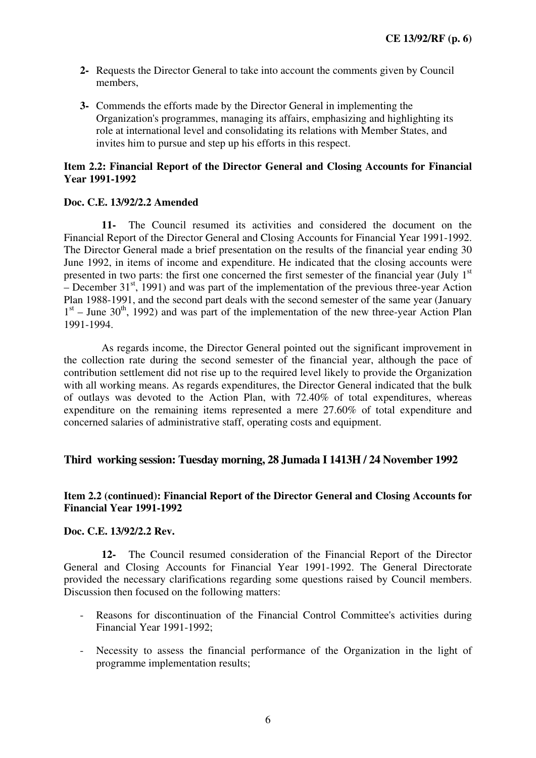- **2-** Requests the Director General to take into account the comments given by Council members,

- **3-** Commends the efforts made by the Director General in implementing the Organization's programmes, managing its affairs, emphasizing and highlighting its role at international level and consolidating its relations with Member States, and invites him to pursue and step up his efforts in this respect.

**Item 2.2: Financial Report of the Director General and Closing Accounts for Financial Year 1991-1992**

**Doc. C.E. 13/92/2.2 Amended**

**11-** The Council resumed its activities and considered the document on the Financial Report of the Director General and Closing Accounts for Financial Year 1991-1992. The Director General made a brief presentation on the results of the financial year ending 30 June 1992, in items of income and expenditure. He indicated that the closing accounts were presented in two parts: the first one concerned the first semester of the financial year (July 1st – December 31st, 1991) and was part of the implementation of the previous three-year Action Plan 1988-1991, and the second part deals with the second semester of the same year (January 1st – June 30th, 1992) and was part of the implementation of the new three-year Action Plan 1991-1994.

As regards income, the Director General pointed out the significant improvement in the collection rate during the second semester of the financial year, although the pace of contribution settlement did not rise up to the required level likely to provide the Organization with all working means. As regards expenditures, the Director General indicated that the bulk of outlays was devoted to the Action Plan, with 72.40% of total expenditures, whereas expenditure on the remaining items represented a mere 27.60% of total expenditure and concerned salaries of administrative staff, operating costs and equipment.

## Third working session: Tuesday morning, 28 Jumada I 1413H / 24 November 1992

**Item 2.2 (continued): Financial Report of the Director General and Closing Accounts for Financial Year 1991-1992**

**Doc. C.E. 13/92/2.2 Rev.**

**12-** The Council resumed consideration of the Financial Report of the Director General and Closing Accounts for Financial Year 1991-1992. The General Directorate provided the necessary clarifications regarding some questions raised by Council members. Discussion then focused on the following matters:

- Reasons for discontinuation of the Financial Control Committee's activities during Financial Year 1991-1992;

- Necessity to assess the financial performance of the Organization in the light of programme implementation results;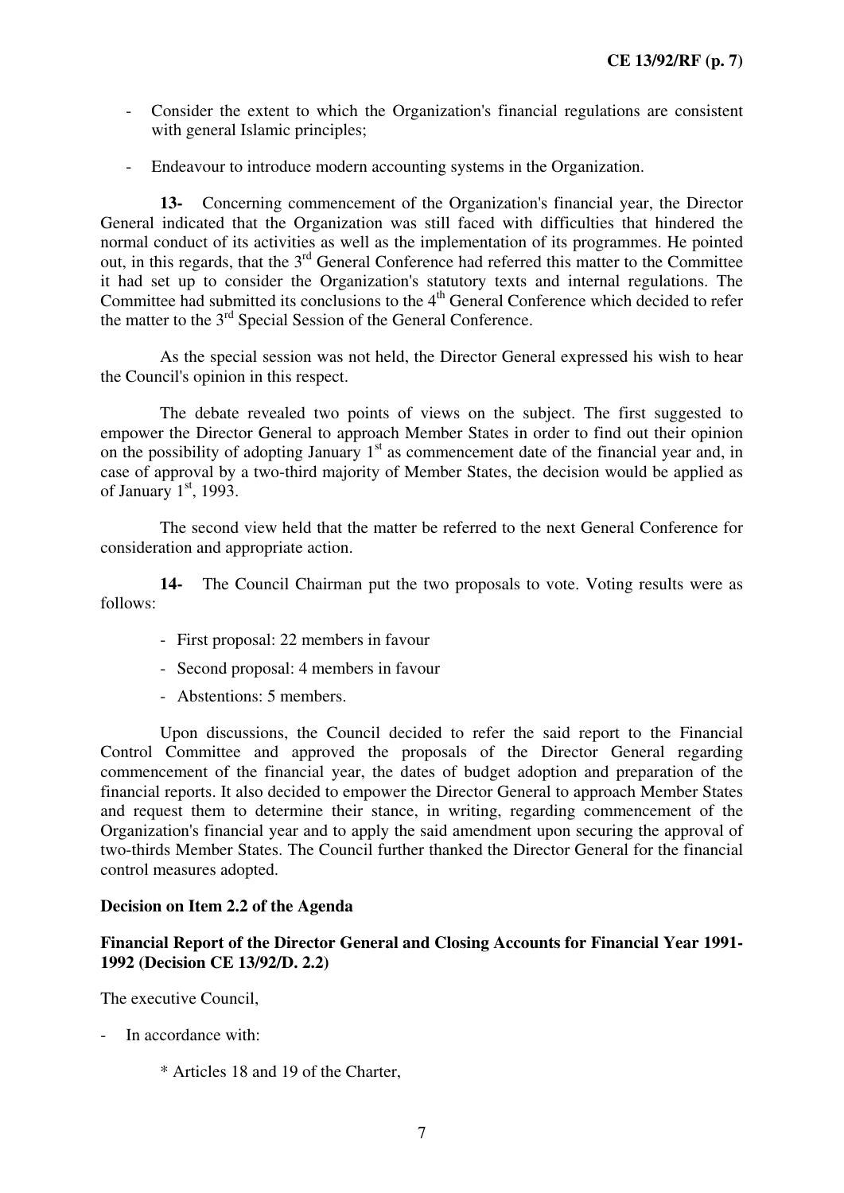- Consider the extent to which the Organization's financial regulations are consistent with general Islamic principles;

- Endeavour to introduce modern accounting systems in the Organization.

**13-** Concerning commencement of the Organization's financial year, the Director General indicated that the Organization was still faced with difficulties that hindered the normal conduct of its activities as well as the implementation of its programmes. He pointed out, in this regards, that the 3rd General Conference had referred this matter to the Committee it had set up to consider the Organization's statutory texts and internal regulations. The Committee had submitted its conclusions to the 4th General Conference which decided to refer the matter to the 3rd Special Session of the General Conference.

As the special session was not held, the Director General expressed his wish to hear the Council's opinion in this respect.

The debate revealed two points of views on the subject. The first suggested to empower the Director General to approach Member States in order to find out their opinion on the possibility of adopting January 1st as commencement date of the financial year and, in case of approval by a two-third majority of Member States, the decision would be applied as of January 1st, 1993.

The second view held that the matter be referred to the next General Conference for consideration and appropriate action.

**14-** The Council Chairman put the two proposals to vote. Voting results were as follows:

- First proposal: 22 members in favour
- Second proposal: 4 members in favour
- Abstentions: 5 members.

Upon discussions, the Council decided to refer the said report to the Financial Control Committee and approved the proposals of the Director General regarding commencement of the financial year, the dates of budget adoption and preparation of the financial reports. It also decided to empower the Director General to approach Member States and request them to determine their stance, in writing, regarding commencement of the Organization's financial year and to apply the said amendment upon securing the approval of two-thirds Member States. The Council further thanked the Director General for the financial control measures adopted.

**Decision on Item 2.2 of the Agenda**

**Financial Report of the Director General and Closing Accounts for Financial Year 1991-1992 (Decision CE 13/92/D. 2.2)**

The executive Council,

- In accordance with:

    * Articles 18 and 19 of the Charter,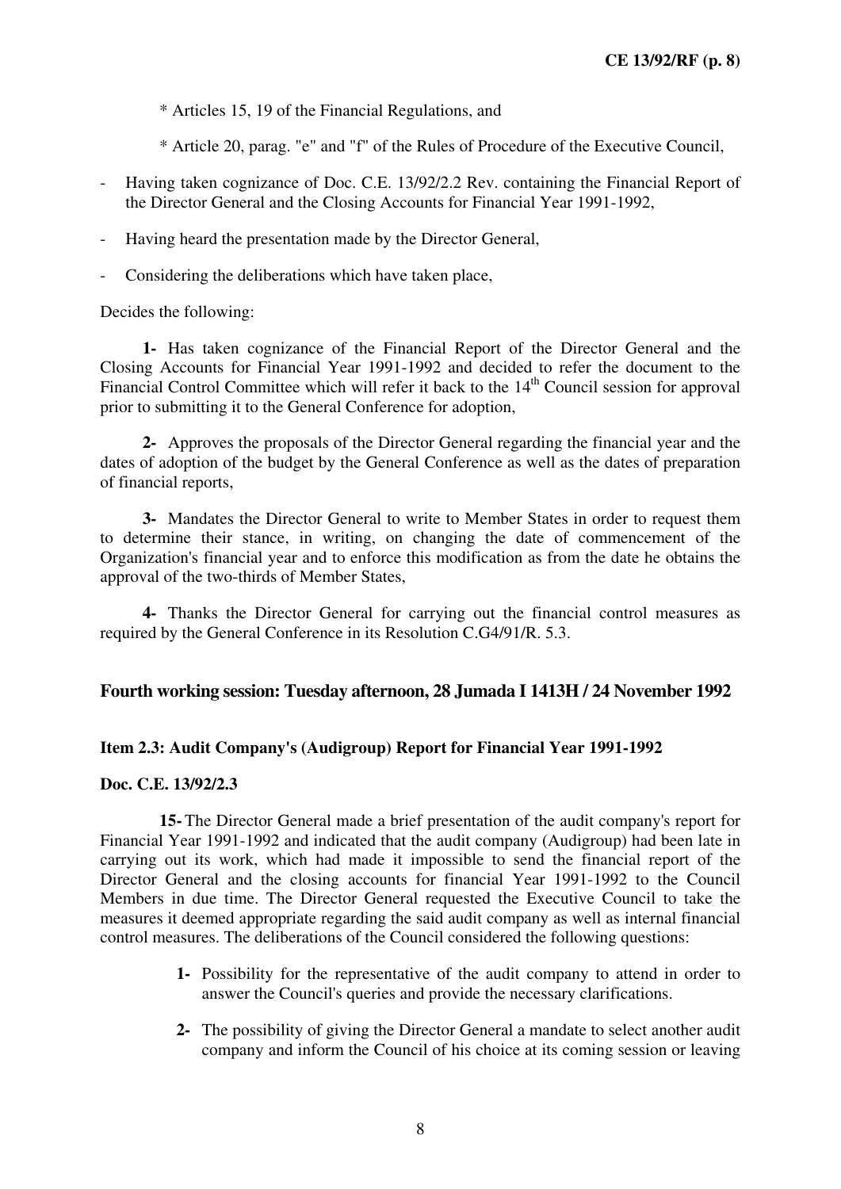* Articles 15, 19 of the Financial Regulations, and

* Article 20, parag. "e" and "f" of the Rules of Procedure of the Executive Council,

- Having taken cognizance of Doc. C.E. 13/92/2.2 Rev. containing the Financial Report of the Director General and the Closing Accounts for Financial Year 1991-1992,
- Having heard the presentation made by the Director General,
- Considering the deliberations which have taken place,

Decides the following:

**1-** Has taken cognizance of the Financial Report of the Director General and the Closing Accounts for Financial Year 1991-1992 and decided to refer the document to the Financial Control Committee which will refer it back to the 14th Council session for approval prior to submitting it to the General Conference for adoption,

**2-** Approves the proposals of the Director General regarding the financial year and the dates of adoption of the budget by the General Conference as well as the dates of preparation of financial reports,

**3-** Mandates the Director General to write to Member States in order to request them to determine their stance, in writing, on changing the date of commencement of the Organization's financial year and to enforce this modification as from the date he obtains the approval of the two-thirds of Member States,

**4-** Thanks the Director General for carrying out the financial control measures as required by the General Conference in its Resolution C.G4/91/R. 5.3.

## Fourth working session: Tuesday afternoon, 28 Jumada I 1413H / 24 November 1992

### Item 2.3: Audit Company's (Audigroup) Report for Financial Year 1991-1992

**Doc. C.E. 13/92/2.3**

**15-** The Director General made a brief presentation of the audit company's report for Financial Year 1991-1992 and indicated that the audit company (Audigroup) had been late in carrying out its work, which had made it impossible to send the financial report of the Director General and the closing accounts for financial Year 1991-1992 to the Council Members in due time. The Director General requested the Executive Council to take the measures it deemed appropriate regarding the said audit company as well as internal financial control measures. The deliberations of the Council considered the following questions:

1. Possibility for the representative of the audit company to attend in order to answer the Council's queries and provide the necessary clarifications.
2. The possibility of giving the Director General a mandate to select another audit company and inform the Council of his choice at its coming session or leaving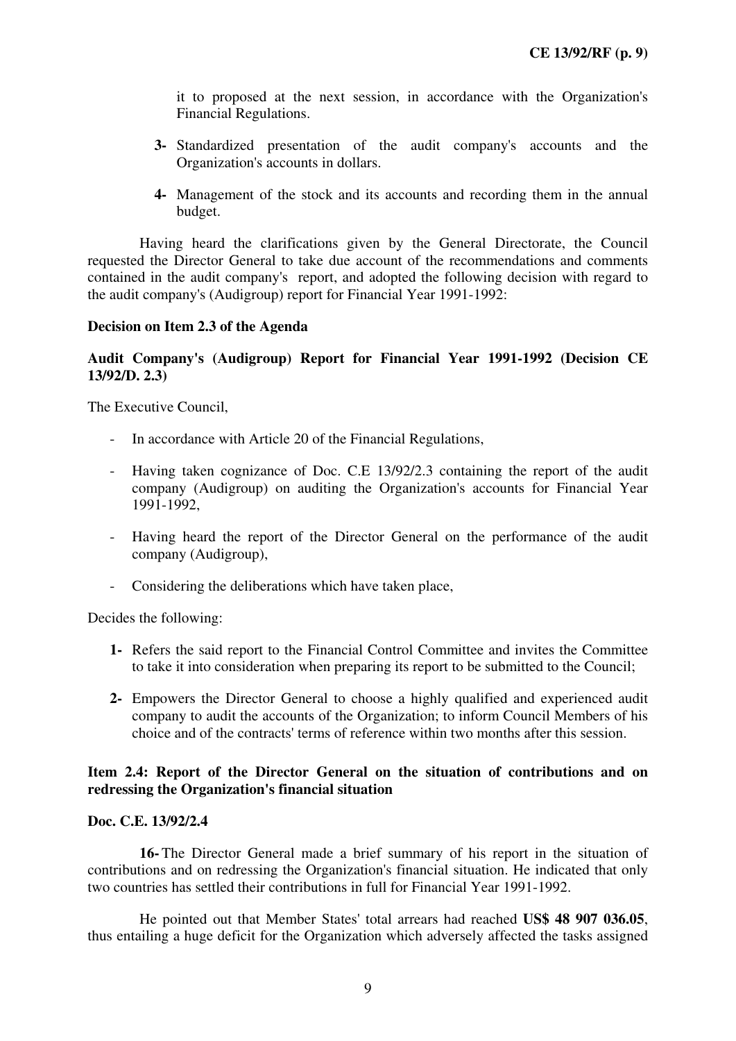it to proposed at the next session, in accordance with the Organization's Financial Regulations.

**3-** Standardized presentation of the audit company's accounts and the Organization's accounts in dollars.

**4-** Management of the stock and its accounts and recording them in the annual budget.

Having heard the clarifications given by the General Directorate, the Council requested the Director General to take due account of the recommendations and comments contained in the audit company's report, and adopted the following decision with regard to the audit company's (Audigroup) report for Financial Year 1991-1992:

**Decision on Item 2.3 of the Agenda**

**Audit Company's (Audigroup) Report for Financial Year 1991-1992 (Decision CE 13/92/D. 2.3)**

The Executive Council,

- In accordance with Article 20 of the Financial Regulations,
- Having taken cognizance of Doc. C.E 13/92/2.3 containing the report of the audit company (Audigroup) on auditing the Organization's accounts for Financial Year 1991-1992,
- Having heard the report of the Director General on the performance of the audit company (Audigroup),
- Considering the deliberations which have taken place,

Decides the following:

**1-** Refers the said report to the Financial Control Committee and invites the Committee to take it into consideration when preparing its report to be submitted to the Council;

**2-** Empowers the Director General to choose a highly qualified and experienced audit company to audit the accounts of the Organization; to inform Council Members of his choice and of the contracts' terms of reference within two months after this session.

**Item 2.4: Report of the Director General on the situation of contributions and on redressing the Organization's financial situation**

**Doc. C.E. 13/92/2.4**

**16-** The Director General made a brief summary of his report in the situation of contributions and on redressing the Organization's financial situation. He indicated that only two countries has settled their contributions in full for Financial Year 1991-1992.

He pointed out that Member States' total arrears had reached **US$ 48 907 036.05**, thus entailing a huge deficit for the Organization which adversely affected the tasks assigned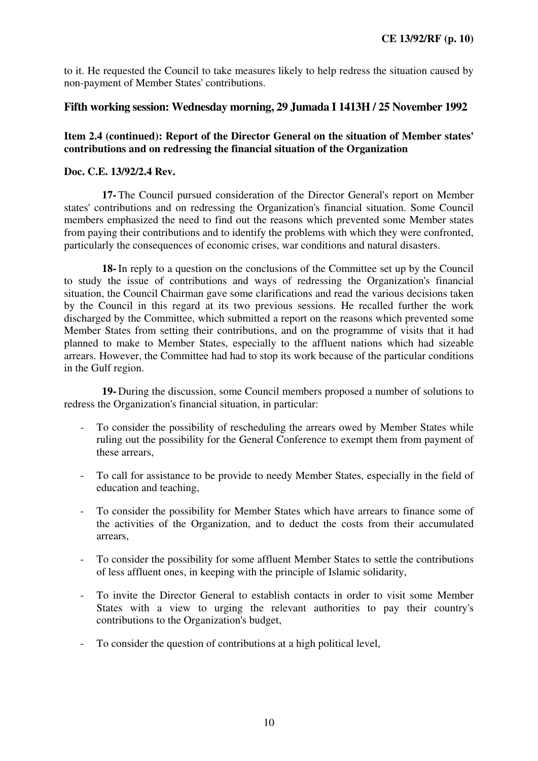to it. He requested the Council to take measures likely to help redress the situation caused by non-payment of Member States' contributions.

## Fifth working session: Wednesday morning, 29 Jumada I 1413H / 25 November 1992

### Item 2.4 (continued): Report of the Director General on the situation of Member states' contributions and on redressing the financial situation of the Organization

**Doc. C.E. 13/92/2.4 Rev.**

**17-** The Council pursued consideration of the Director General's report on Member states' contributions and on redressing the Organization's financial situation. Some Council members emphasized the need to find out the reasons which prevented some Member states from paying their contributions and to identify the problems with which they were confronted, particularly the consequences of economic crises, war conditions and natural disasters.

**18-** In reply to a question on the conclusions of the Committee set up by the Council to study the issue of contributions and ways of redressing the Organization's financial situation, the Council Chairman gave some clarifications and read the various decisions taken by the Council in this regard at its two previous sessions. He recalled further the work discharged by the Committee, which submitted a report on the reasons which prevented some Member States from setting their contributions, and on the programme of visits that it had planned to make to Member States, especially to the affluent nations which had sizeable arrears. However, the Committee had had to stop its work because of the particular conditions in the Gulf region.

**19-** During the discussion, some Council members proposed a number of solutions to redress the Organization's financial situation, in particular:

- To consider the possibility of rescheduling the arrears owed by Member States while ruling out the possibility for the General Conference to exempt them from payment of these arrears,
- To call for assistance to be provide to needy Member States, especially in the field of education and teaching,
- To consider the possibility for Member States which have arrears to finance some of the activities of the Organization, and to deduct the costs from their accumulated arrears,
- To consider the possibility for some affluent Member States to settle the contributions of less affluent ones, in keeping with the principle of Islamic solidarity,
- To invite the Director General to establish contacts in order to visit some Member States with a view to urging the relevant authorities to pay their country's contributions to the Organization's budget,
- To consider the question of contributions at a high political level,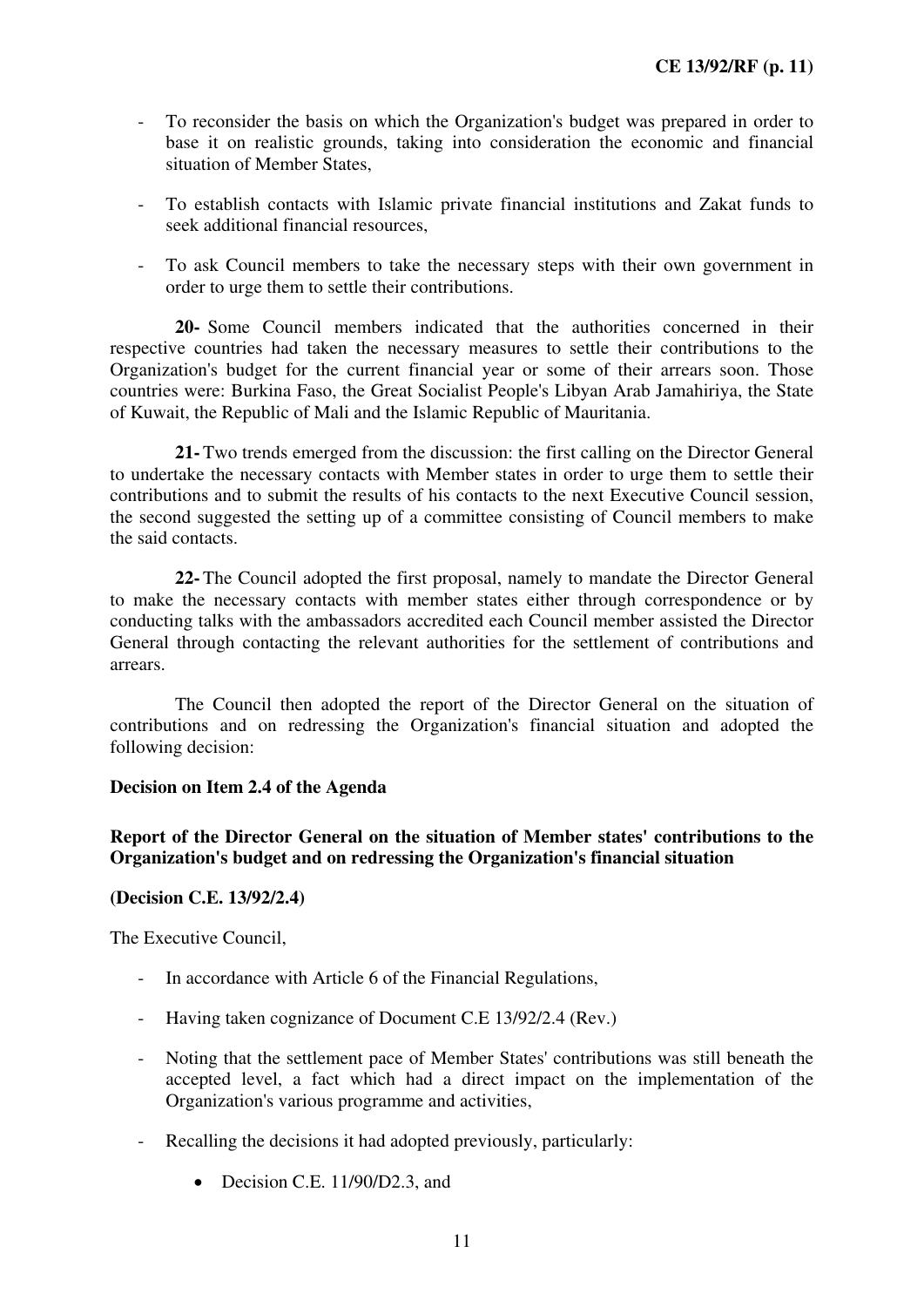- To reconsider the basis on which the Organization's budget was prepared in order to base it on realistic grounds, taking into consideration the economic and financial situation of Member States,

- To establish contacts with Islamic private financial institutions and Zakat funds to seek additional financial resources,

- To ask Council members to take the necessary steps with their own government in order to urge them to settle their contributions.

**20-** Some Council members indicated that the authorities concerned in their respective countries had taken the necessary measures to settle their contributions to the Organization's budget for the current financial year or some of their arrears soon. Those countries were: Burkina Faso, the Great Socialist People's Libyan Arab Jamahiriya, the State of Kuwait, the Republic of Mali and the Islamic Republic of Mauritania.

**21-** Two trends emerged from the discussion: the first calling on the Director General to undertake the necessary contacts with Member states in order to urge them to settle their contributions and to submit the results of his contacts to the next Executive Council session, the second suggested the setting up of a committee consisting of Council members to make the said contacts.

**22-** The Council adopted the first proposal, namely to mandate the Director General to make the necessary contacts with member states either through correspondence or by conducting talks with the ambassadors accredited each Council member assisted the Director General through contacting the relevant authorities for the settlement of contributions and arrears.

The Council then adopted the report of the Director General on the situation of contributions and on redressing the Organization's financial situation and adopted the following decision:

**Decision on Item 2.4 of the Agenda**

**Report of the Director General on the situation of Member states' contributions to the Organization's budget and on redressing the Organization's financial situation**

**(Decision C.E. 13/92/2.4)**

The Executive Council,

- In accordance with Article 6 of the Financial Regulations,

- Having taken cognizance of Document C.E 13/92/2.4 (Rev.)

- Noting that the settlement pace of Member States' contributions was still beneath the accepted level, a fact which had a direct impact on the implementation of the Organization's various programme and activities,

- Recalling the decisions it had adopted previously, particularly:

    - Decision C.E. 11/90/D2.3, and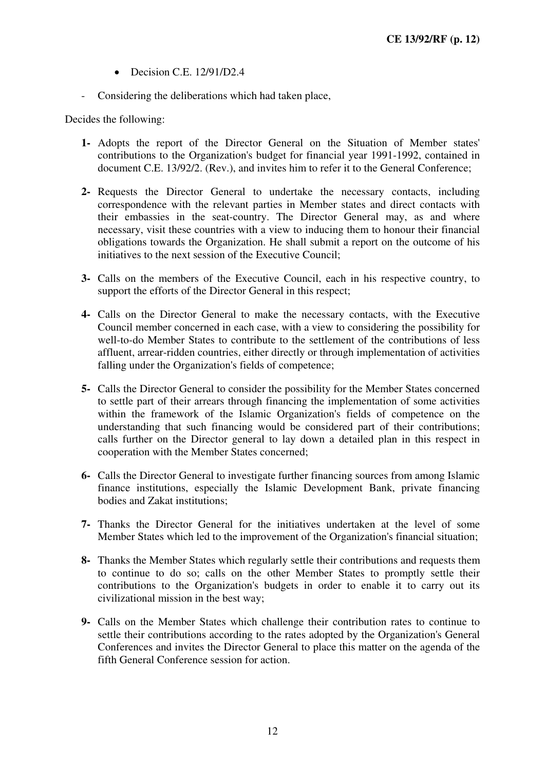- Decision C.E. 12/91/D2.4

- Considering the deliberations which had taken place,

Decides the following:

**1-** Adopts the report of the Director General on the Situation of Member states' contributions to the Organization's budget for financial year 1991-1992, contained in document C.E. 13/92/2. (Rev.), and invites him to refer it to the General Conference;

**2-** Requests the Director General to undertake the necessary contacts, including correspondence with the relevant parties in Member states and direct contacts with their embassies in the seat-country. The Director General may, as and where necessary, visit these countries with a view to inducing them to honour their financial obligations towards the Organization. He shall submit a report on the outcome of his initiatives to the next session of the Executive Council;

**3-** Calls on the members of the Executive Council, each in his respective country, to support the efforts of the Director General in this respect;

**4-** Calls on the Director General to make the necessary contacts, with the Executive Council member concerned in each case, with a view to considering the possibility for well-to-do Member States to contribute to the settlement of the contributions of less affluent, arrear-ridden countries, either directly or through implementation of activities falling under the Organization's fields of competence;

**5-** Calls the Director General to consider the possibility for the Member States concerned to settle part of their arrears through financing the implementation of some activities within the framework of the Islamic Organization's fields of competence on the understanding that such financing would be considered part of their contributions; calls further on the Director general to lay down a detailed plan in this respect in cooperation with the Member States concerned;

**6-** Calls the Director General to investigate further financing sources from among Islamic finance institutions, especially the Islamic Development Bank, private financing bodies and Zakat institutions;

**7-** Thanks the Director General for the initiatives undertaken at the level of some Member States which led to the improvement of the Organization's financial situation;

**8-** Thanks the Member States which regularly settle their contributions and requests them to continue to do so; calls on the other Member States to promptly settle their contributions to the Organization's budgets in order to enable it to carry out its civilizational mission in the best way;

**9-** Calls on the Member States which challenge their contribution rates to continue to settle their contributions according to the rates adopted by the Organization's General Conferences and invites the Director General to place this matter on the agenda of the fifth General Conference session for action.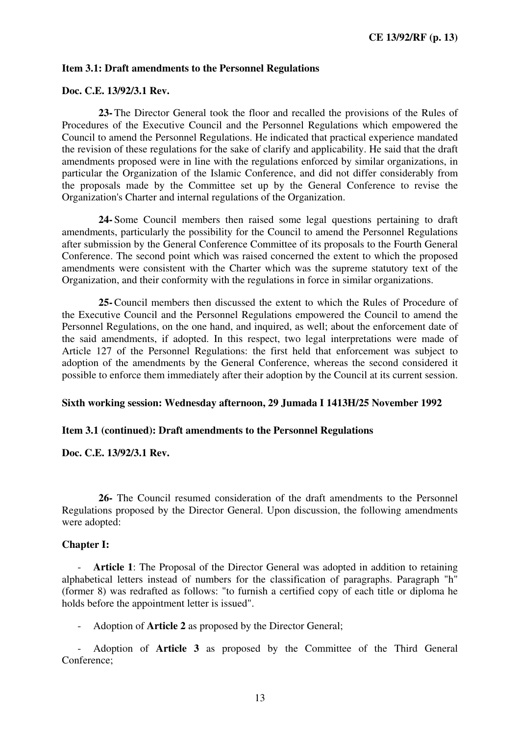**Item 3.1: Draft amendments to the Personnel Regulations**

**Doc. C.E. 13/92/3.1 Rev.**

**23-** The Director General took the floor and recalled the provisions of the Rules of Procedures of the Executive Council and the Personnel Regulations which empowered the Council to amend the Personnel Regulations. He indicated that practical experience mandated the revision of these regulations for the sake of clarify and applicability. He said that the draft amendments proposed were in line with the regulations enforced by similar organizations, in particular the Organization of the Islamic Conference, and did not differ considerably from the proposals made by the Committee set up by the General Conference to revise the Organization's Charter and internal regulations of the Organization.

**24-** Some Council members then raised some legal questions pertaining to draft amendments, particularly the possibility for the Council to amend the Personnel Regulations after submission by the General Conference Committee of its proposals to the Fourth General Conference. The second point which was raised concerned the extent to which the proposed amendments were consistent with the Charter which was the supreme statutory text of the Organization, and their conformity with the regulations in force in similar organizations.

**25-** Council members then discussed the extent to which the Rules of Procedure of the Executive Council and the Personnel Regulations empowered the Council to amend the Personnel Regulations, on the one hand, and inquired, as well; about the enforcement date of the said amendments, if adopted. In this respect, two legal interpretations were made of Article 127 of the Personnel Regulations: the first held that enforcement was subject to adoption of the amendments by the General Conference, whereas the second considered it possible to enforce them immediately after their adoption by the Council at its current session.

**Sixth working session: Wednesday afternoon, 29 Jumada I 1413H/25 November 1992**

**Item 3.1 (continued): Draft amendments to the Personnel Regulations**

**Doc. C.E. 13/92/3.1 Rev.**

**26-** The Council resumed consideration of the draft amendments to the Personnel Regulations proposed by the Director General. Upon discussion, the following amendments were adopted:

**Chapter I:**

- **Article 1**: The Proposal of the Director General was adopted in addition to retaining alphabetical letters instead of numbers for the classification of paragraphs. Paragraph "h" (former 8) was redrafted as follows: "to furnish a certified copy of each title or diploma he holds before the appointment letter is issued".
- Adoption of **Article 2** as proposed by the Director General;
- Adoption of **Article 3** as proposed by the Committee of the Third General Conference;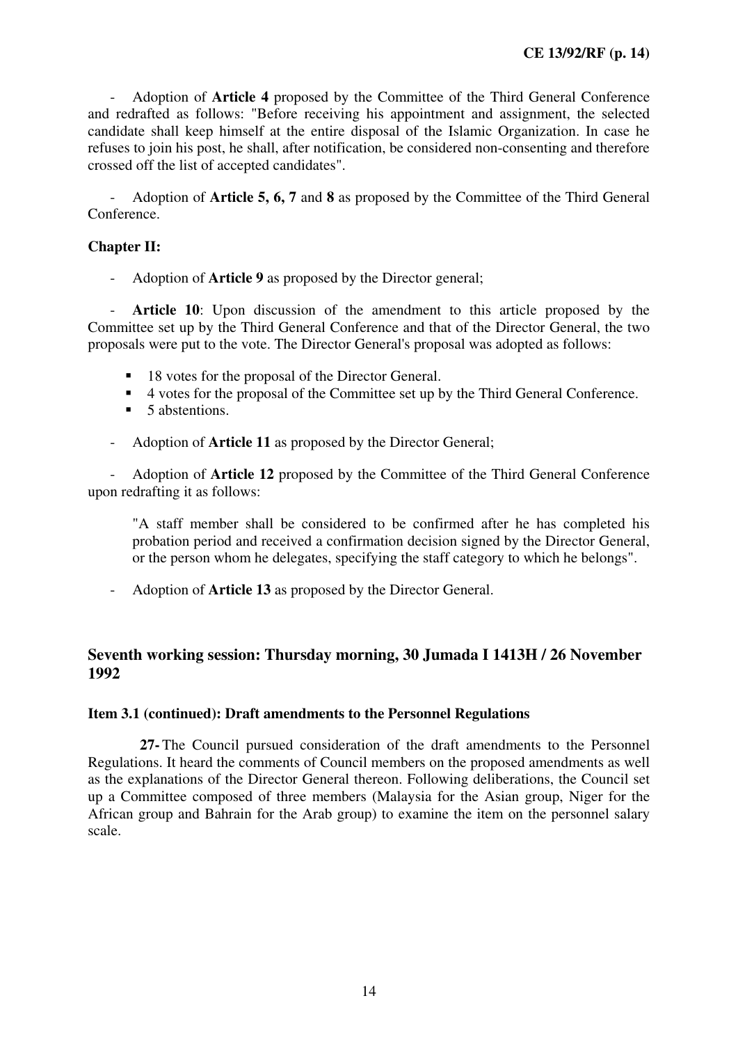- Adoption of **Article 4** proposed by the Committee of the Third General Conference and redrafted as follows: "Before receiving his appointment and assignment, the selected candidate shall keep himself at the entire disposal of the Islamic Organization. In case he refuses to join his post, he shall, after notification, be considered non-consenting and therefore crossed off the list of accepted candidates".

- Adoption of **Article 5, 6, 7** and **8** as proposed by the Committee of the Third General Conference.

**Chapter II:**

- Adoption of **Article 9** as proposed by the Director general;

- **Article 10**: Upon discussion of the amendment to this article proposed by the Committee set up by the Third General Conference and that of the Director General, the two proposals were put to the vote. The Director General's proposal was adopted as follows:

  - 18 votes for the proposal of the Director General.
  - 4 votes for the proposal of the Committee set up by the Third General Conference.
  - 5 abstentions.

- Adoption of **Article 11** as proposed by the Director General;

- Adoption of **Article 12** proposed by the Committee of the Third General Conference upon redrafting it as follows:

  "A staff member shall be considered to be confirmed after he has completed his probation period and received a confirmation decision signed by the Director General, or the person whom he delegates, specifying the staff category to which he belongs".

- Adoption of **Article 13** as proposed by the Director General.

## Seventh working session: Thursday morning, 30 Jumada I 1413H / 26 November 1992

### Item 3.1 (continued): Draft amendments to the Personnel Regulations

**27-** The Council pursued consideration of the draft amendments to the Personnel Regulations. It heard the comments of Council members on the proposed amendments as well as the explanations of the Director General thereon. Following deliberations, the Council set up a Committee composed of three members (Malaysia for the Asian group, Niger for the African group and Bahrain for the Arab group) to examine the item on the personnel salary scale.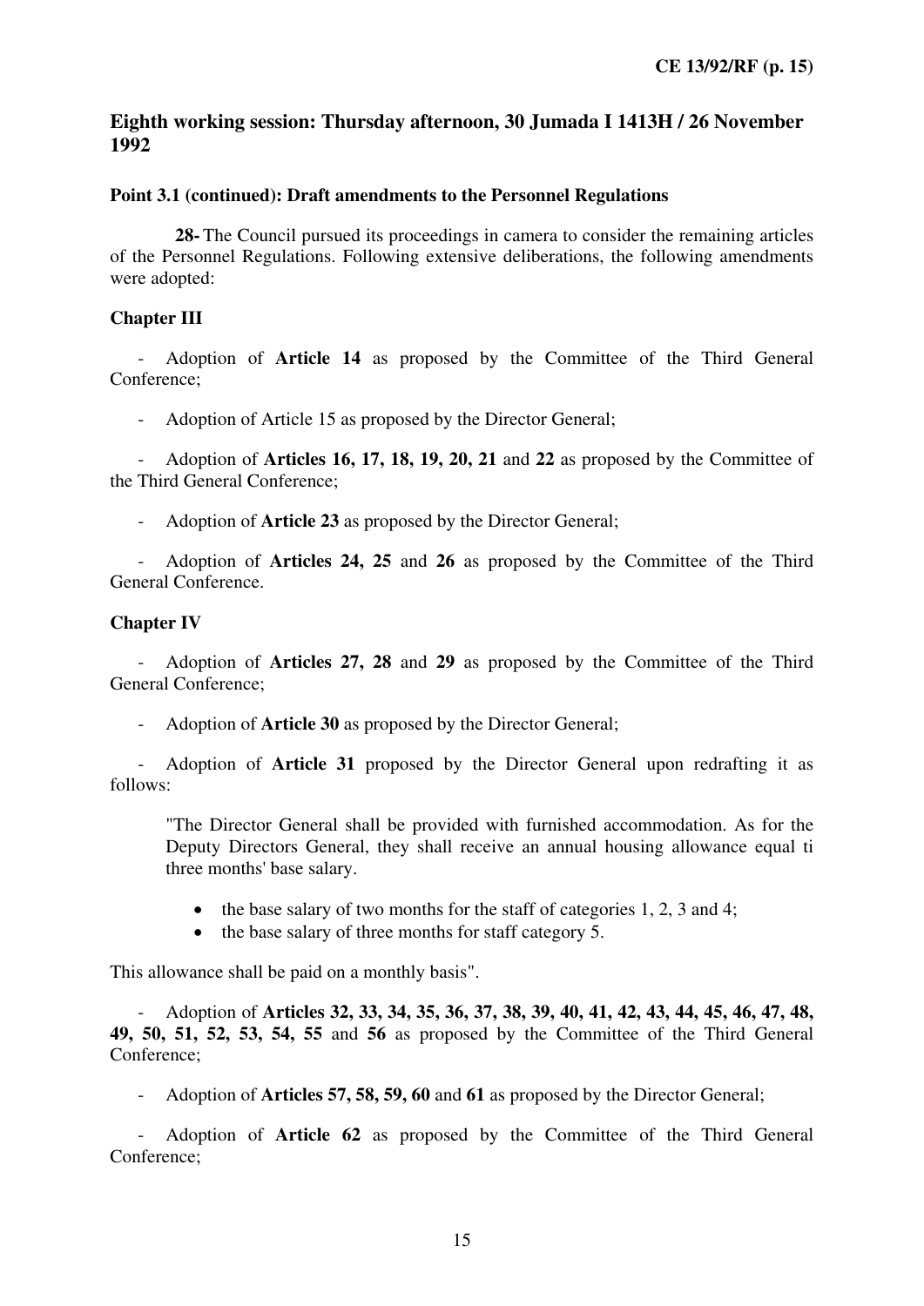## Eighth working session: Thursday afternoon, 30 Jumada I 1413H / 26 November 1992

### Point 3.1 (continued): Draft amendments to the Personnel Regulations

**28-** The Council pursued its proceedings in camera to consider the remaining articles of the Personnel Regulations. Following extensive deliberations, the following amendments were adopted:

### Chapter III

- Adoption of **Article 14** as proposed by the Committee of the Third General Conference;

- Adoption of Article 15 as proposed by the Director General;

- Adoption of **Articles 16, 17, 18, 19, 20, 21** and **22** as proposed by the Committee of the Third General Conference;

- Adoption of **Article 23** as proposed by the Director General;

- Adoption of **Articles 24, 25** and **26** as proposed by the Committee of the Third General Conference.

### Chapter IV

- Adoption of **Articles 27, 28** and **29** as proposed by the Committee of the Third General Conference;

- Adoption of **Article 30** as proposed by the Director General;

- Adoption of **Article 31** proposed by the Director General upon redrafting it as follows:

  "The Director General shall be provided with furnished accommodation. As for the Deputy Directors General, they shall receive an annual housing allowance equal ti three months' base salary.

  - the base salary of two months for the staff of categories 1, 2, 3 and 4;
  - the base salary of three months for staff category 5.

This allowance shall be paid on a monthly basis".

- Adoption of **Articles 32, 33, 34, 35, 36, 37, 38, 39, 40, 41, 42, 43, 44, 45, 46, 47, 48, 49, 50, 51, 52, 53, 54, 55** and **56** as proposed by the Committee of the Third General Conference;

- Adoption of **Articles 57, 58, 59, 60** and **61** as proposed by the Director General;

- Adoption of **Article 62** as proposed by the Committee of the Third General Conference;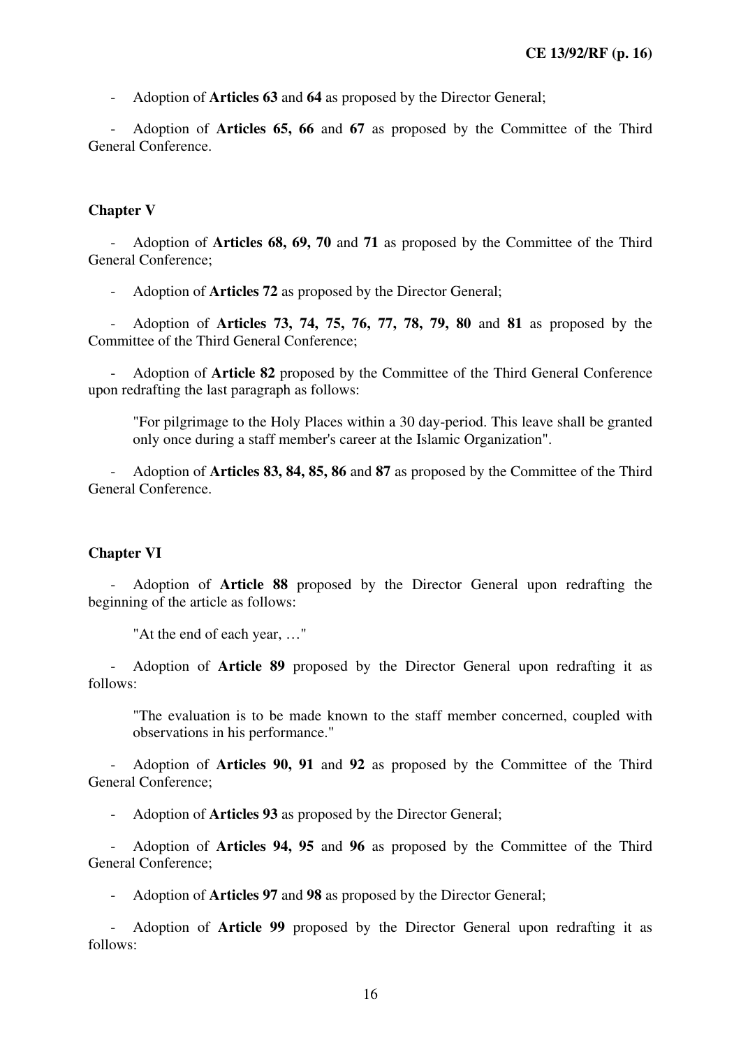- Adoption of **Articles 63** and **64** as proposed by the Director General;

- Adoption of **Articles 65, 66** and **67** as proposed by the Committee of the Third General Conference.

**Chapter V**

- Adoption of **Articles 68, 69, 70** and **71** as proposed by the Committee of the Third General Conference;

- Adoption of **Articles 72** as proposed by the Director General;

- Adoption of **Articles 73, 74, 75, 76, 77, 78, 79, 80** and **81** as proposed by the Committee of the Third General Conference;

- Adoption of **Article 82** proposed by the Committee of the Third General Conference upon redrafting the last paragraph as follows:

  "For pilgrimage to the Holy Places within a 30 day-period. This leave shall be granted only once during a staff member's career at the Islamic Organization".

- Adoption of **Articles 83, 84, 85, 86** and **87** as proposed by the Committee of the Third General Conference.

**Chapter VI**

- Adoption of **Article 88** proposed by the Director General upon redrafting the beginning of the article as follows:

  "At the end of each year, …"

- Adoption of **Article 89** proposed by the Director General upon redrafting it as follows:

  "The evaluation is to be made known to the staff member concerned, coupled with observations in his performance."

- Adoption of **Articles 90, 91** and **92** as proposed by the Committee of the Third General Conference;

- Adoption of **Articles 93** as proposed by the Director General;

- Adoption of **Articles 94, 95** and **96** as proposed by the Committee of the Third General Conference;

- Adoption of **Articles 97** and **98** as proposed by the Director General;

- Adoption of **Article 99** proposed by the Director General upon redrafting it as follows: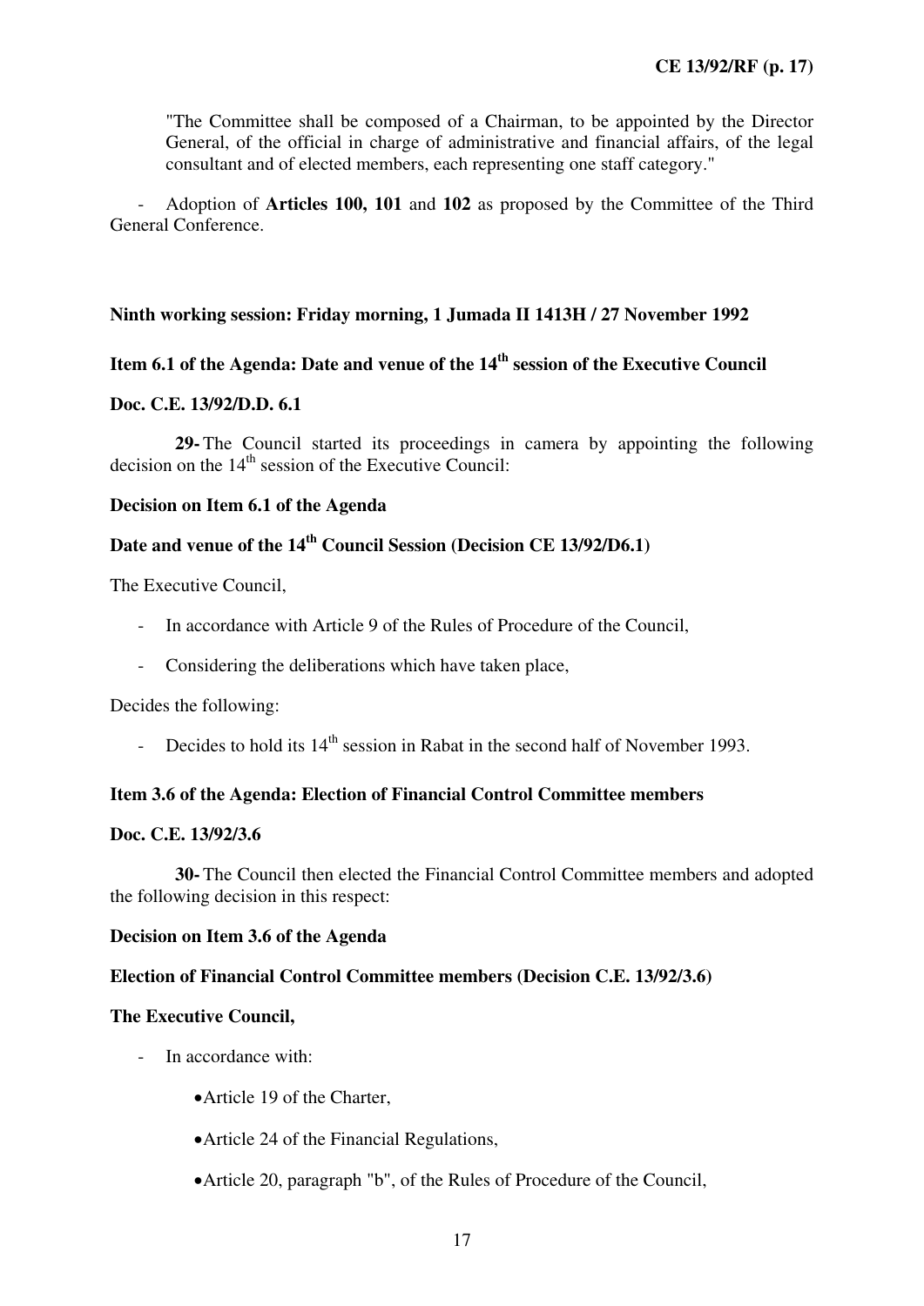"The Committee shall be composed of a Chairman, to be appointed by the Director General, of the official in charge of administrative and financial affairs, of the legal consultant and of elected members, each representing one staff category."

- Adoption of **Articles 100, 101** and **102** as proposed by the Committee of the Third General Conference.

**Ninth working session: Friday morning, 1 Jumada II 1413H / 27 November 1992**

**Item 6.1 of the Agenda: Date and venue of the 14th session of the Executive Council**

**Doc. C.E. 13/92/D.D. 6.1**

**29-** The Council started its proceedings in camera by appointing the following decision on the 14th session of the Executive Council:

**Decision on Item 6.1 of the Agenda**

**Date and venue of the 14th Council Session (Decision CE 13/92/D6.1)**

The Executive Council,

- In accordance with Article 9 of the Rules of Procedure of the Council,
- Considering the deliberations which have taken place,

Decides the following:

- Decides to hold its 14th session in Rabat in the second half of November 1993.

**Item 3.6 of the Agenda: Election of Financial Control Committee members**

**Doc. C.E. 13/92/3.6**

**30-** The Council then elected the Financial Control Committee members and adopted the following decision in this respect:

**Decision on Item 3.6 of the Agenda**

**Election of Financial Control Committee members (Decision C.E. 13/92/3.6)**

**The Executive Council,**

- In accordance with:
  - Article 19 of the Charter,
  - Article 24 of the Financial Regulations,
  - Article 20, paragraph "b", of the Rules of Procedure of the Council,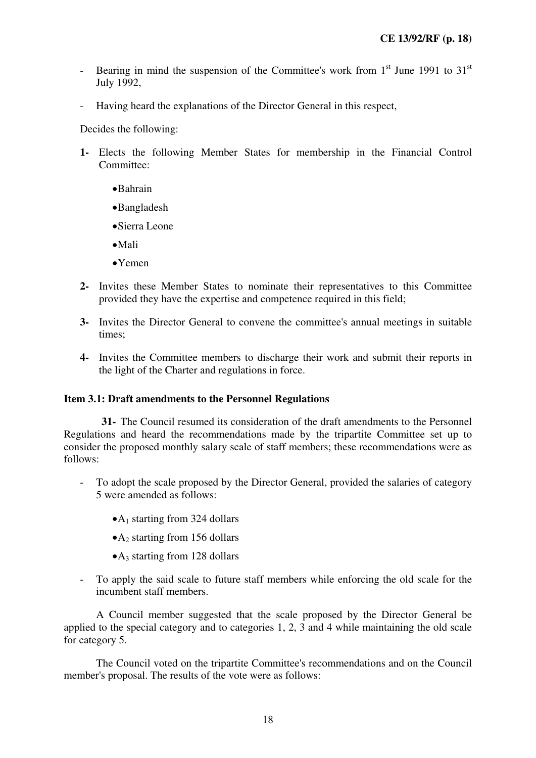- Bearing in mind the suspension of the Committee's work from 1st June 1991 to 31st July 1992,
- Having heard the explanations of the Director General in this respect,

Decides the following:

**1-** Elects the following Member States for membership in the Financial Control Committee:

- Bahrain
- Bangladesh
- Sierra Leone
- Mali
- Yemen

**2-** Invites these Member States to nominate their representatives to this Committee provided they have the expertise and competence required in this field;

**3-** Invites the Director General to convene the committee's annual meetings in suitable times;

**4-** Invites the Committee members to discharge their work and submit their reports in the light of the Charter and regulations in force.

**Item 3.1: Draft amendments to the Personnel Regulations**

**31-** The Council resumed its consideration of the draft amendments to the Personnel Regulations and heard the recommendations made by the tripartite Committee set up to consider the proposed monthly salary scale of staff members; these recommendations were as follows:

- To adopt the scale proposed by the Director General, provided the salaries of category 5 were amended as follows:
  - $A_1$ starting from 324 dollars
  - $A_2$ starting from 156 dollars
  - $A_3$ starting from 128 dollars
- To apply the said scale to future staff members while enforcing the old scale for the incumbent staff members.

A Council member suggested that the scale proposed by the Director General be applied to the special category and to categories 1, 2, 3 and 4 while maintaining the old scale for category 5.

The Council voted on the tripartite Committee's recommendations and on the Council member's proposal. The results of the vote were as follows: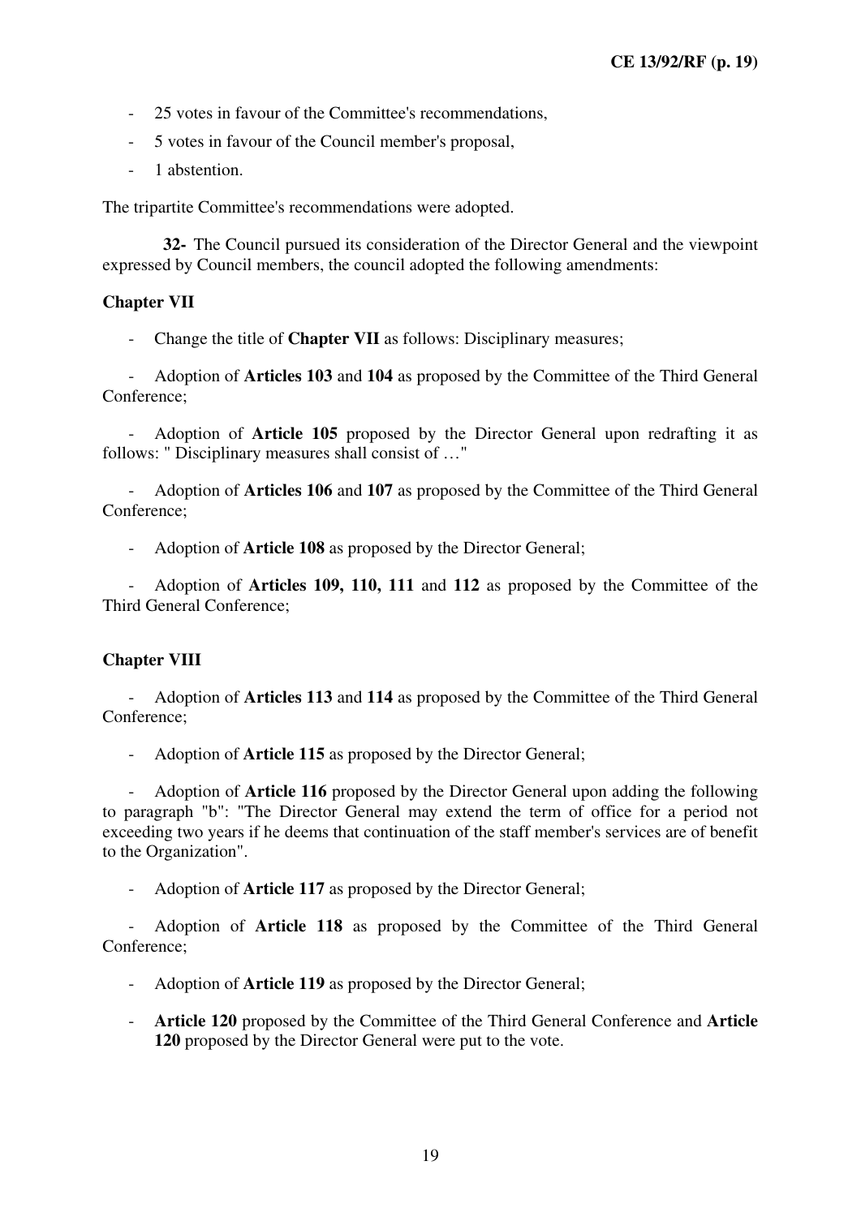- 25 votes in favour of the Committee's recommendations,
- 5 votes in favour of the Council member's proposal,
- 1 abstention.

The tripartite Committee's recommendations were adopted.

**32-** The Council pursued its consideration of the Director General and the viewpoint expressed by Council members, the council adopted the following amendments:

**Chapter VII**

- Change the title of **Chapter VII** as follows: Disciplinary measures;
- Adoption of **Articles 103** and **104** as proposed by the Committee of the Third General Conference;
- Adoption of **Article 105** proposed by the Director General upon redrafting it as follows: " Disciplinary measures shall consist of …"
- Adoption of **Articles 106** and **107** as proposed by the Committee of the Third General Conference;
- Adoption of **Article 108** as proposed by the Director General;
- Adoption of **Articles 109, 110, 111** and **112** as proposed by the Committee of the Third General Conference;

**Chapter VIII**

- Adoption of **Articles 113** and **114** as proposed by the Committee of the Third General Conference;
- Adoption of **Article 115** as proposed by the Director General;
- Adoption of **Article 116** proposed by the Director General upon adding the following to paragraph "b": "The Director General may extend the term of office for a period not exceeding two years if he deems that continuation of the staff member's services are of benefit to the Organization".
- Adoption of **Article 117** as proposed by the Director General;
- Adoption of **Article 118** as proposed by the Committee of the Third General Conference;
- Adoption of **Article 119** as proposed by the Director General;
- **Article 120** proposed by the Committee of the Third General Conference and **Article 120** proposed by the Director General were put to the vote.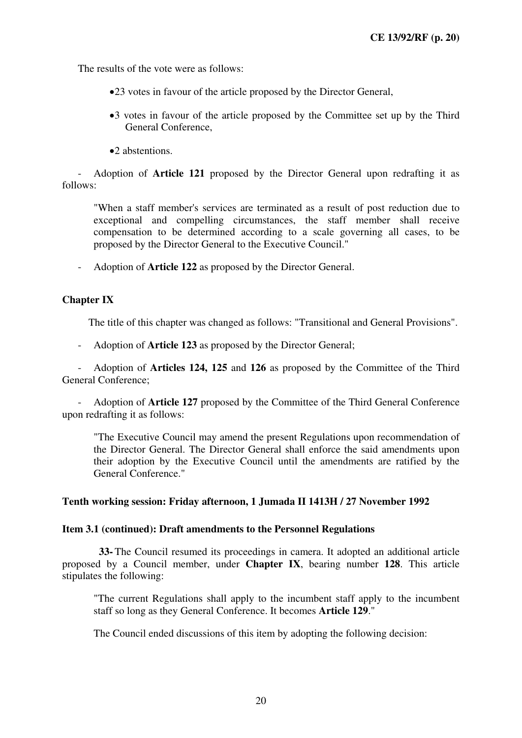The results of the vote were as follows:

- 23 votes in favour of the article proposed by the Director General,
- 3 votes in favour of the article proposed by the Committee set up by the Third General Conference,
- 2 abstentions.

- Adoption of **Article 121** proposed by the Director General upon redrafting it as follows:

> "When a staff member's services are terminated as a result of post reduction due to exceptional and compelling circumstances, the staff member shall receive compensation to be determined according to a scale governing all cases, to be proposed by the Director General to the Executive Council."

- Adoption of **Article 122** as proposed by the Director General.

### Chapter IX

The title of this chapter was changed as follows: "Transitional and General Provisions".

- Adoption of **Article 123** as proposed by the Director General;
- Adoption of **Articles 124, 125** and **126** as proposed by the Committee of the Third General Conference;
- Adoption of **Article 127** proposed by the Committee of the Third General Conference upon redrafting it as follows:

> "The Executive Council may amend the present Regulations upon recommendation of the Director General. The Director General shall enforce the said amendments upon their adoption by the Executive Council until the amendments are ratified by the General Conference."

### Tenth working session: Friday afternoon, 1 Jumada II 1413H / 27 November 1992

### Item 3.1 (continued): Draft amendments to the Personnel Regulations

**33-** The Council resumed its proceedings in camera. It adopted an additional article proposed by a Council member, under **Chapter IX**, bearing number **128**. This article stipulates the following:

> "The current Regulations shall apply to the incumbent staff apply to the incumbent staff so long as they General Conference. It becomes **Article 129**."

The Council ended discussions of this item by adopting the following decision: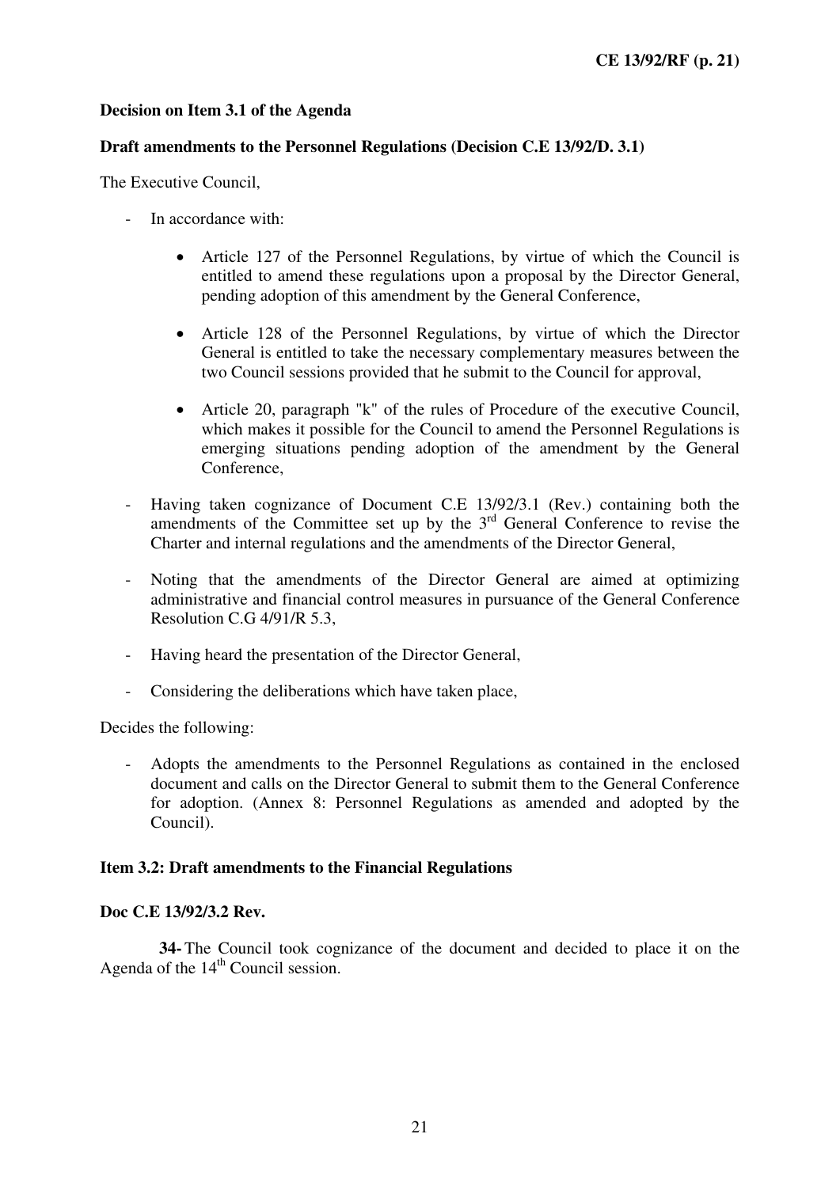**Decision on Item 3.1 of the Agenda**

**Draft amendments to the Personnel Regulations (Decision C.E 13/92/D. 3.1)**

The Executive Council,

- In accordance with:

    - Article 127 of the Personnel Regulations, by virtue of which the Council is entitled to amend these regulations upon a proposal by the Director General, pending adoption of this amendment by the General Conference,

    - Article 128 of the Personnel Regulations, by virtue of which the Director General is entitled to take the necessary complementary measures between the two Council sessions provided that he submit to the Council for approval,

    - Article 20, paragraph "k" of the rules of Procedure of the executive Council, which makes it possible for the Council to amend the Personnel Regulations is emerging situations pending adoption of the amendment by the General Conference,

- Having taken cognizance of Document C.E 13/92/3.1 (Rev.) containing both the amendments of the Committee set up by the 3rd General Conference to revise the Charter and internal regulations and the amendments of the Director General,

- Noting that the amendments of the Director General are aimed at optimizing administrative and financial control measures in pursuance of the General Conference Resolution C.G 4/91/R 5.3,

- Having heard the presentation of the Director General,

- Considering the deliberations which have taken place,

Decides the following:

- Adopts the amendments to the Personnel Regulations as contained in the enclosed document and calls on the Director General to submit them to the General Conference for adoption. (Annex 8: Personnel Regulations as amended and adopted by the Council).

**Item 3.2: Draft amendments to the Financial Regulations**

**Doc C.E 13/92/3.2 Rev.**

**34-** The Council took cognizance of the document and decided to place it on the Agenda of the 14th Council session.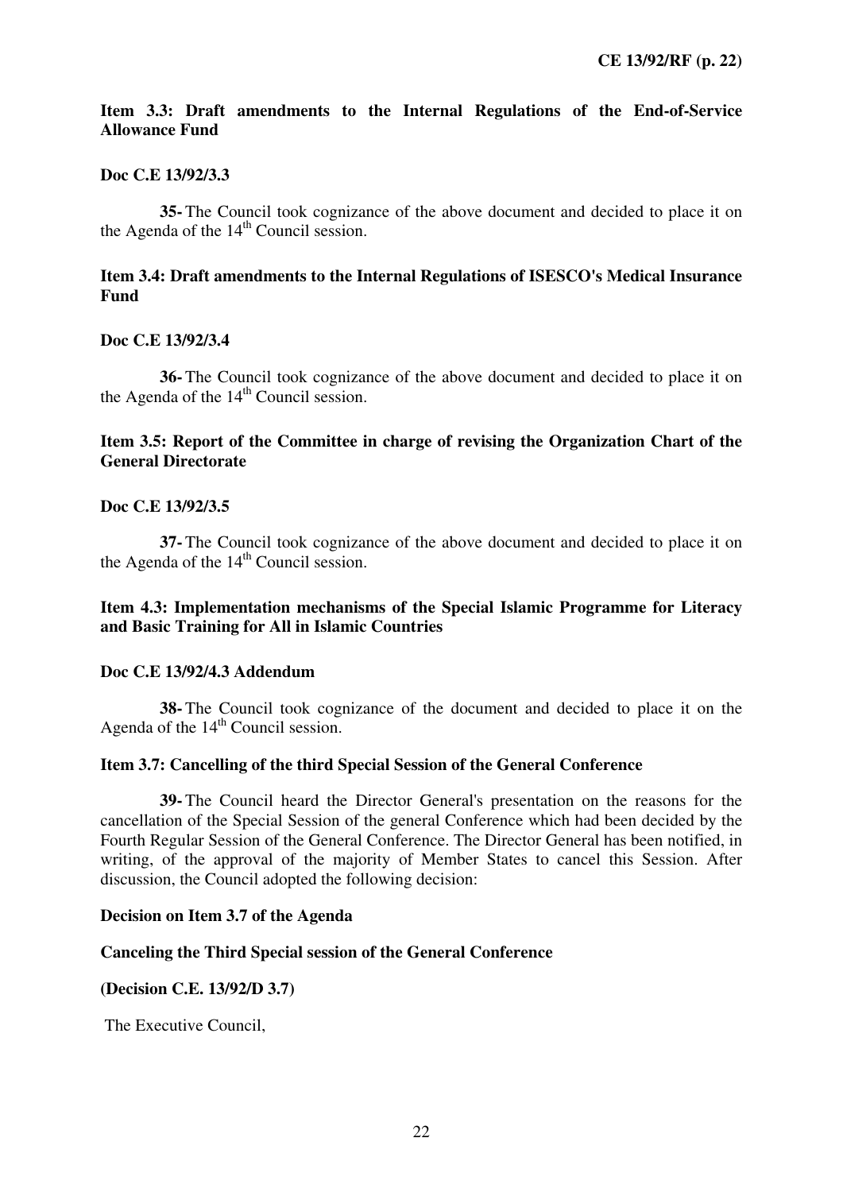**Item 3.3: Draft amendments to the Internal Regulations of the End-of-Service Allowance Fund**

**Doc C.E 13/92/3.3**

**35-** The Council took cognizance of the above document and decided to place it on the Agenda of the 14th Council session.

**Item 3.4: Draft amendments to the Internal Regulations of ISESCO's Medical Insurance Fund**

**Doc C.E 13/92/3.4**

**36-** The Council took cognizance of the above document and decided to place it on the Agenda of the 14th Council session.

**Item 3.5: Report of the Committee in charge of revising the Organization Chart of the General Directorate**

**Doc C.E 13/92/3.5**

**37-** The Council took cognizance of the above document and decided to place it on the Agenda of the 14th Council session.

**Item 4.3: Implementation mechanisms of the Special Islamic Programme for Literacy and Basic Training for All in Islamic Countries**

**Doc C.E 13/92/4.3 Addendum**

**38-** The Council took cognizance of the document and decided to place it on the Agenda of the 14th Council session.

**Item 3.7: Cancelling of the third Special Session of the General Conference**

**39-** The Council heard the Director General's presentation on the reasons for the cancellation of the Special Session of the general Conference which had been decided by the Fourth Regular Session of the General Conference. The Director General has been notified, in writing, of the approval of the majority of Member States to cancel this Session. After discussion, the Council adopted the following decision:

**Decision on Item 3.7 of the Agenda**

**Canceling the Third Special session of the General Conference**

**(Decision C.E. 13/92/D 3.7)**

The Executive Council,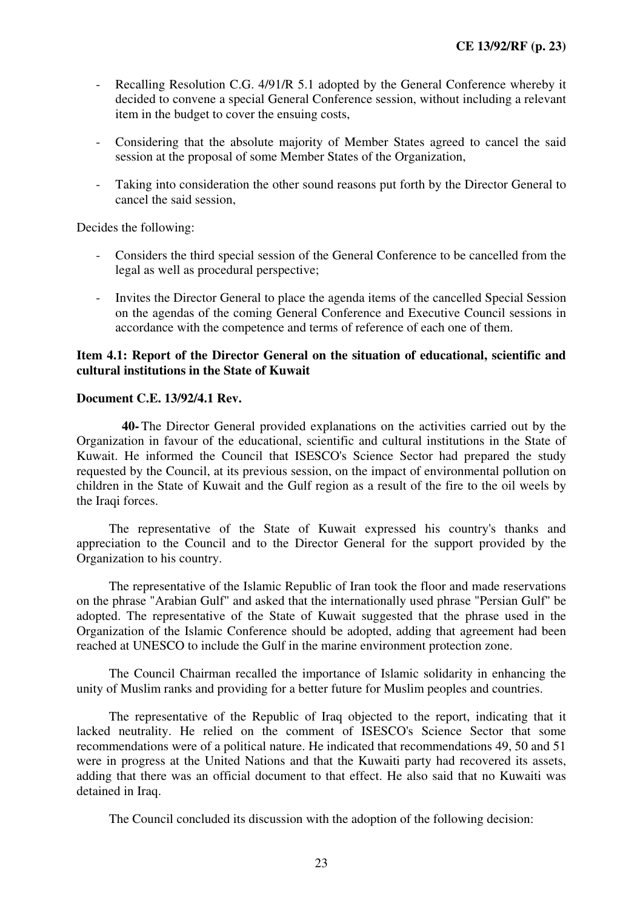- Recalling Resolution C.G. 4/91/R 5.1 adopted by the General Conference whereby it decided to convene a special General Conference session, without including a relevant item in the budget to cover the ensuing costs,

- Considering that the absolute majority of Member States agreed to cancel the said session at the proposal of some Member States of the Organization,

- Taking into consideration the other sound reasons put forth by the Director General to cancel the said session,

Decides the following:

- Considers the third special session of the General Conference to be cancelled from the legal as well as procedural perspective;

- Invites the Director General to place the agenda items of the cancelled Special Session on the agendas of the coming General Conference and Executive Council sessions in accordance with the competence and terms of reference of each one of them.

**Item 4.1: Report of the Director General on the situation of educational, scientific and cultural institutions in the State of Kuwait**

**Document C.E. 13/92/4.1 Rev.**

**40-** The Director General provided explanations on the activities carried out by the Organization in favour of the educational, scientific and cultural institutions in the State of Kuwait. He informed the Council that ISESCO's Science Sector had prepared the study requested by the Council, at its previous session, on the impact of environmental pollution on children in the State of Kuwait and the Gulf region as a result of the fire to the oil weels by the Iraqi forces.

The representative of the State of Kuwait expressed his country's thanks and appreciation to the Council and to the Director General for the support provided by the Organization to his country.

The representative of the Islamic Republic of Iran took the floor and made reservations on the phrase "Arabian Gulf" and asked that the internationally used phrase "Persian Gulf" be adopted. The representative of the State of Kuwait suggested that the phrase used in the Organization of the Islamic Conference should be adopted, adding that agreement had been reached at UNESCO to include the Gulf in the marine environment protection zone.

The Council Chairman recalled the importance of Islamic solidarity in enhancing the unity of Muslim ranks and providing for a better future for Muslim peoples and countries.

The representative of the Republic of Iraq objected to the report, indicating that it lacked neutrality. He relied on the comment of ISESCO's Science Sector that some recommendations were of a political nature. He indicated that recommendations 49, 50 and 51 were in progress at the United Nations and that the Kuwaiti party had recovered its assets, adding that there was an official document to that effect. He also said that no Kuwaiti was detained in Iraq.

The Council concluded its discussion with the adoption of the following decision: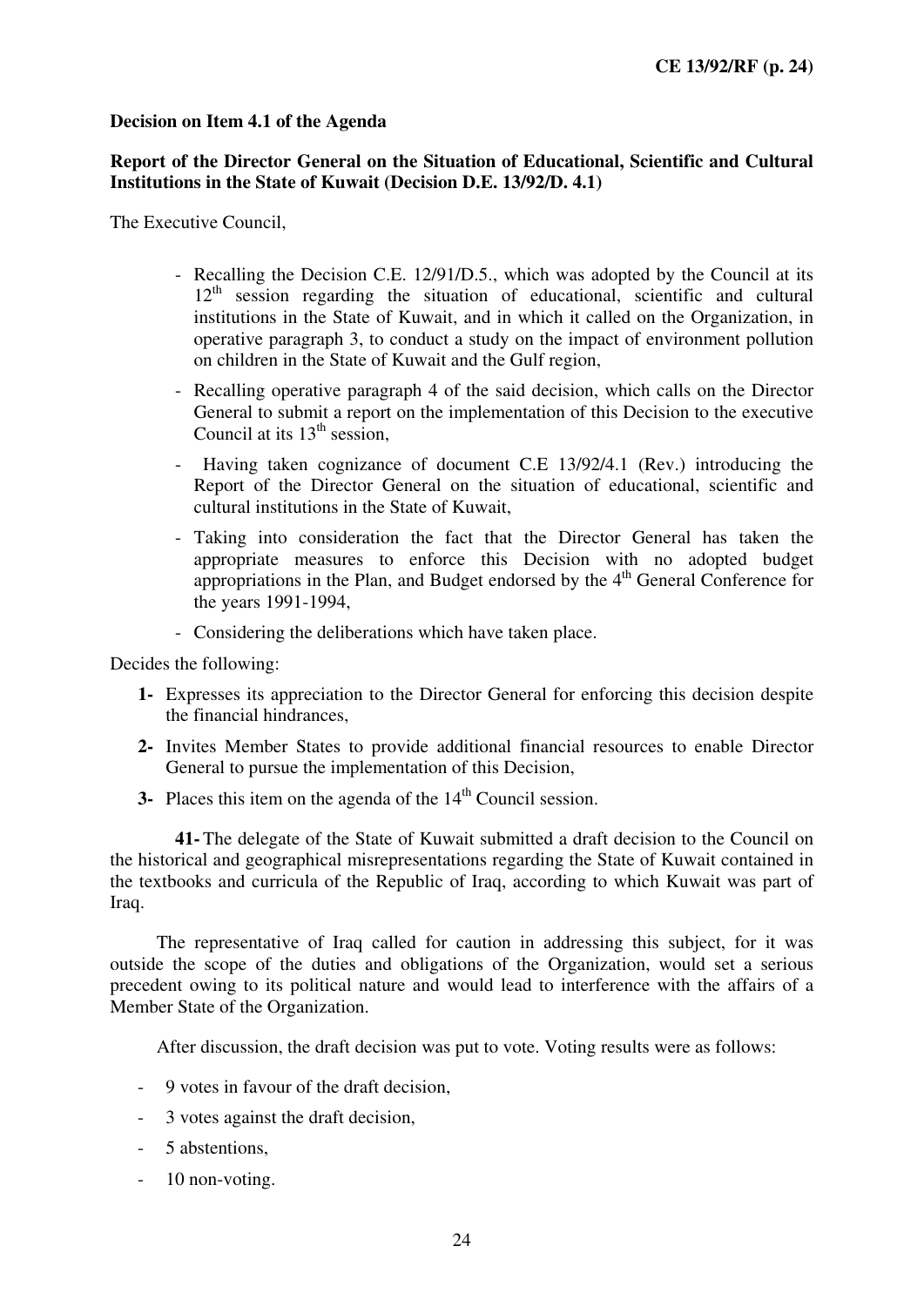**Decision on Item 4.1 of the Agenda**

**Report of the Director General on the Situation of Educational, Scientific and Cultural Institutions in the State of Kuwait (Decision D.E. 13/92/D. 4.1)**

The Executive Council,

- Recalling the Decision C.E. 12/91/D.5., which was adopted by the Council at its 12th session regarding the situation of educational, scientific and cultural institutions in the State of Kuwait, and in which it called on the Organization, in operative paragraph 3, to conduct a study on the impact of environment pollution on children in the State of Kuwait and the Gulf region,
- Recalling operative paragraph 4 of the said decision, which calls on the Director General to submit a report on the implementation of this Decision to the executive Council at its 13th session,
- Having taken cognizance of document C.E 13/92/4.1 (Rev.) introducing the Report of the Director General on the situation of educational, scientific and cultural institutions in the State of Kuwait,
- Taking into consideration the fact that the Director General has taken the appropriate measures to enforce this Decision with no adopted budget appropriations in the Plan, and Budget endorsed by the 4th General Conference for the years 1991-1994,
- Considering the deliberations which have taken place.

Decides the following:

**1-** Expresses its appreciation to the Director General for enforcing this decision despite the financial hindrances,

**2-** Invites Member States to provide additional financial resources to enable Director General to pursue the implementation of this Decision,

**3-** Places this item on the agenda of the 14th Council session.

**41-** The delegate of the State of Kuwait submitted a draft decision to the Council on the historical and geographical misrepresentations regarding the State of Kuwait contained in the textbooks and curricula of the Republic of Iraq, according to which Kuwait was part of Iraq.

The representative of Iraq called for caution in addressing this subject, for it was outside the scope of the duties and obligations of the Organization, would set a serious precedent owing to its political nature and would lead to interference with the affairs of a Member State of the Organization.

After discussion, the draft decision was put to vote. Voting results were as follows:

- 9 votes in favour of the draft decision,
- 3 votes against the draft decision,
- 5 abstentions,
- 10 non-voting.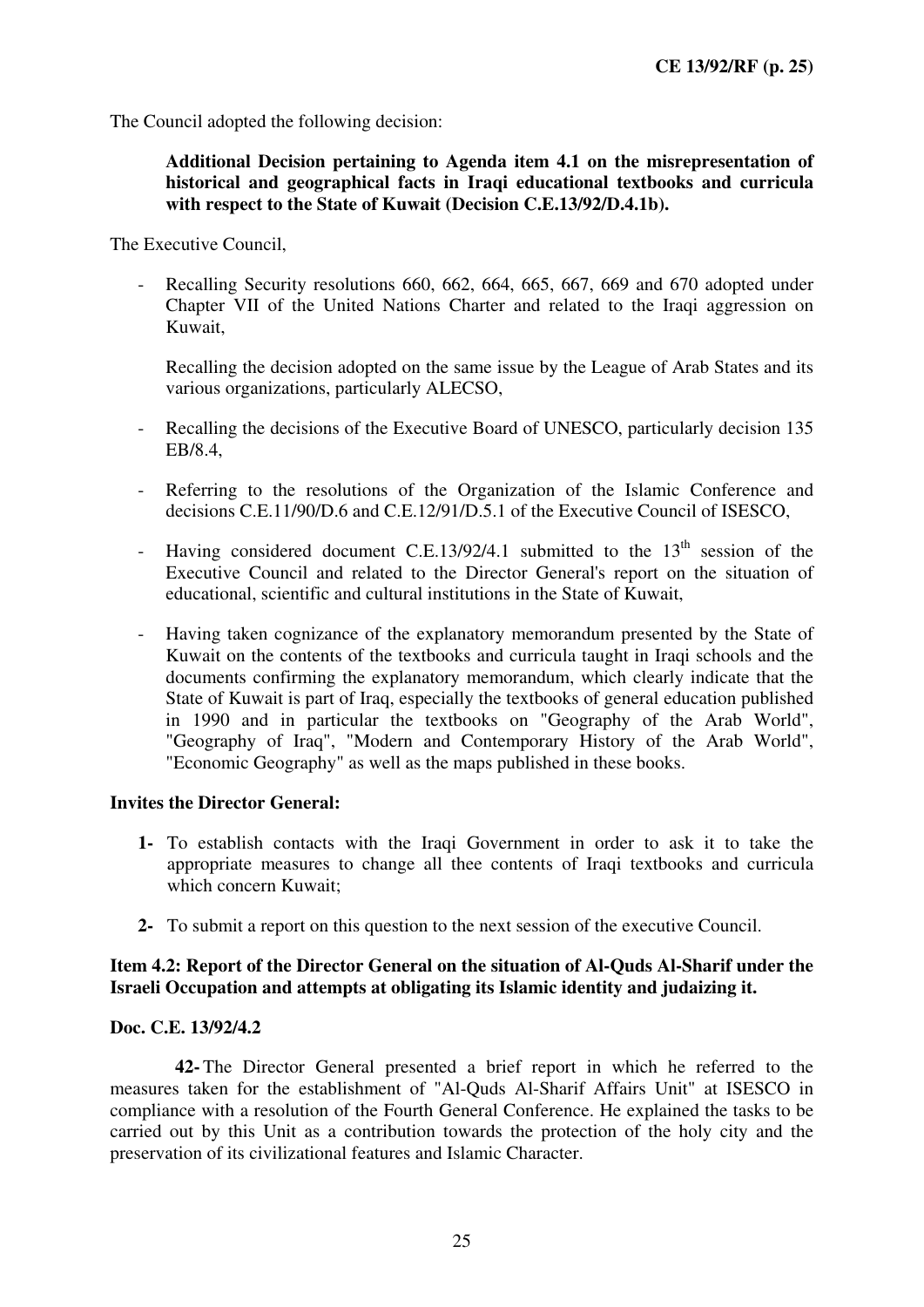The Council adopted the following decision:

**Additional Decision pertaining to Agenda item 4.1 on the misrepresentation of historical and geographical facts in Iraqi educational textbooks and curricula with respect to the State of Kuwait (Decision C.E.13/92/D.4.1b).**

The Executive Council,

- Recalling Security resolutions 660, 662, 664, 665, 667, 669 and 670 adopted under Chapter VII of the United Nations Charter and related to the Iraqi aggression on Kuwait,

  Recalling the decision adopted on the same issue by the League of Arab States and its various organizations, particularly ALECSO,

- Recalling the decisions of the Executive Board of UNESCO, particularly decision 135 EB/8.4,

- Referring to the resolutions of the Organization of the Islamic Conference and decisions C.E.11/90/D.6 and C.E.12/91/D.5.1 of the Executive Council of ISESCO,

- Having considered document C.E.13/92/4.1 submitted to the 13th session of the Executive Council and related to the Director General's report on the situation of educational, scientific and cultural institutions in the State of Kuwait,

- Having taken cognizance of the explanatory memorandum presented by the State of Kuwait on the contents of the textbooks and curricula taught in Iraqi schools and the documents confirming the explanatory memorandum, which clearly indicate that the State of Kuwait is part of Iraq, especially the textbooks of general education published in 1990 and in particular the textbooks on "Geography of the Arab World", "Geography of Iraq", "Modern and Contemporary History of the Arab World", "Economic Geography" as well as the maps published in these books.

**Invites the Director General:**

1. To establish contacts with the Iraqi Government in order to ask it to take the appropriate measures to change all thee contents of Iraqi textbooks and curricula which concern Kuwait;
2. To submit a report on this question to the next session of the executive Council.

**Item 4.2: Report of the Director General on the situation of Al-Quds Al-Sharif under the Israeli Occupation and attempts at obligating its Islamic identity and judaizing it.**

**Doc. C.E. 13/92/4.2**

**42-** The Director General presented a brief report in which he referred to the measures taken for the establishment of "Al-Quds Al-Sharif Affairs Unit" at ISESCO in compliance with a resolution of the Fourth General Conference. He explained the tasks to be carried out by this Unit as a contribution towards the protection of the holy city and the preservation of its civilizational features and Islamic Character.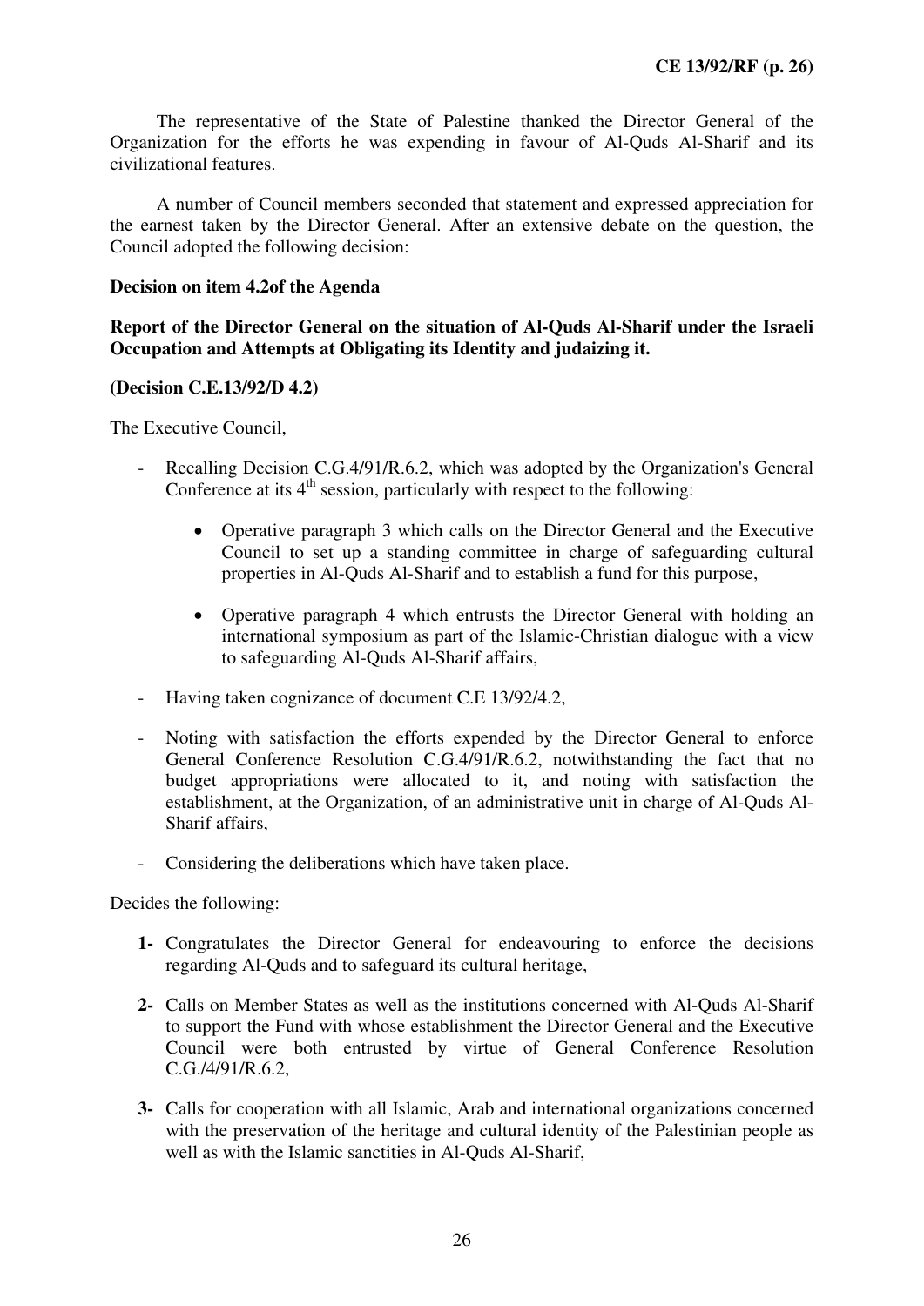The representative of the State of Palestine thanked the Director General of the Organization for the efforts he was expending in favour of Al-Quds Al-Sharif and its civilizational features.

A number of Council members seconded that statement and expressed appreciation for the earnest taken by the Director General. After an extensive debate on the question, the Council adopted the following decision:

**Decision on item 4.2of the Agenda**

**Report of the Director General on the situation of Al-Quds Al-Sharif under the Israeli Occupation and Attempts at Obligating its Identity and judaizing it.**

**(Decision C.E.13/92/D 4.2)**

The Executive Council,

- Recalling Decision C.G.4/91/R.6.2, which was adopted by the Organization's General Conference at its 4th session, particularly with respect to the following:
    - Operative paragraph 3 which calls on the Director General and the Executive Council to set up a standing committee in charge of safeguarding cultural properties in Al-Quds Al-Sharif and to establish a fund for this purpose,
    - Operative paragraph 4 which entrusts the Director General with holding an international symposium as part of the Islamic-Christian dialogue with a view to safeguarding Al-Quds Al-Sharif affairs,
- Having taken cognizance of document C.E 13/92/4.2,
- Noting with satisfaction the efforts expended by the Director General to enforce General Conference Resolution C.G.4/91/R.6.2, notwithstanding the fact that no budget appropriations were allocated to it, and noting with satisfaction the establishment, at the Organization, of an administrative unit in charge of Al-Quds Al-Sharif affairs,
- Considering the deliberations which have taken place.

Decides the following:

**1-** Congratulates the Director General for endeavouring to enforce the decisions regarding Al-Quds and to safeguard its cultural heritage,

**2-** Calls on Member States as well as the institutions concerned with Al-Quds Al-Sharif to support the Fund with whose establishment the Director General and the Executive Council were both entrusted by virtue of General Conference Resolution C.G./4/91/R.6.2,

**3-** Calls for cooperation with all Islamic, Arab and international organizations concerned with the preservation of the heritage and cultural identity of the Palestinian people as well as with the Islamic sanctities in Al-Quds Al-Sharif,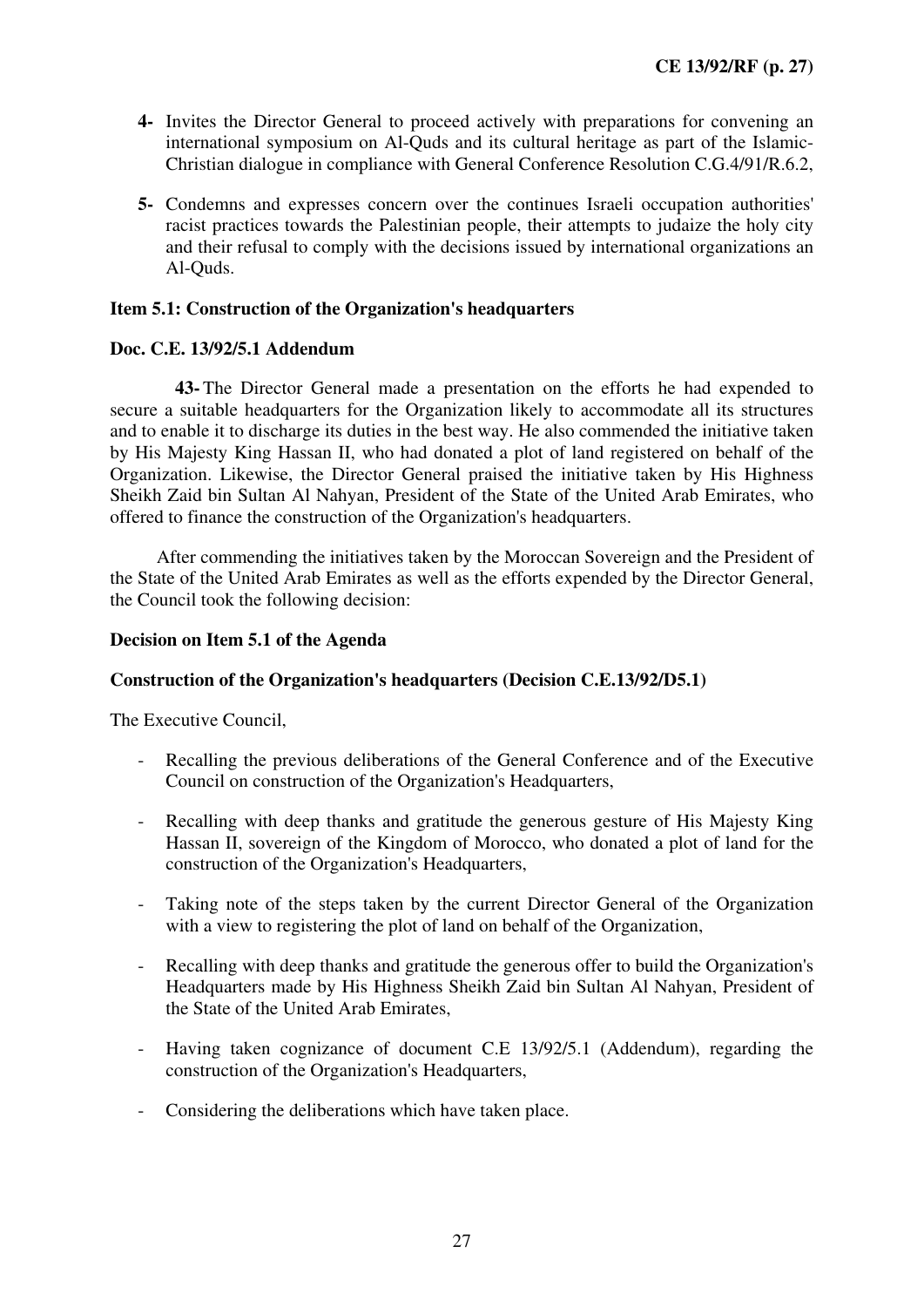**4-** Invites the Director General to proceed actively with preparations for convening an international symposium on Al-Quds and its cultural heritage as part of the Islamic-Christian dialogue in compliance with General Conference Resolution C.G.4/91/R.6.2,

**5-** Condemns and expresses concern over the continues Israeli occupation authorities' racist practices towards the Palestinian people, their attempts to judaize the holy city and their refusal to comply with the decisions issued by international organizations an Al-Quds.

**Item 5.1: Construction of the Organization's headquarters**

**Doc. C.E. 13/92/5.1 Addendum**

**43-** The Director General made a presentation on the efforts he had expended to secure a suitable headquarters for the Organization likely to accommodate all its structures and to enable it to discharge its duties in the best way. He also commended the initiative taken by His Majesty King Hassan II, who had donated a plot of land registered on behalf of the Organization. Likewise, the Director General praised the initiative taken by His Highness Sheikh Zaid bin Sultan Al Nahyan, President of the State of the United Arab Emirates, who offered to finance the construction of the Organization's headquarters.

After commending the initiatives taken by the Moroccan Sovereign and the President of the State of the United Arab Emirates as well as the efforts expended by the Director General, the Council took the following decision:

**Decision on Item 5.1 of the Agenda**

**Construction of the Organization's headquarters (Decision C.E.13/92/D5.1)**

The Executive Council,

- Recalling the previous deliberations of the General Conference and of the Executive Council on construction of the Organization's Headquarters,
- Recalling with deep thanks and gratitude the generous gesture of His Majesty King Hassan II, sovereign of the Kingdom of Morocco, who donated a plot of land for the construction of the Organization's Headquarters,
- Taking note of the steps taken by the current Director General of the Organization with a view to registering the plot of land on behalf of the Organization,
- Recalling with deep thanks and gratitude the generous offer to build the Organization's Headquarters made by His Highness Sheikh Zaid bin Sultan Al Nahyan, President of the State of the United Arab Emirates,
- Having taken cognizance of document C.E 13/92/5.1 (Addendum), regarding the construction of the Organization's Headquarters,
- Considering the deliberations which have taken place.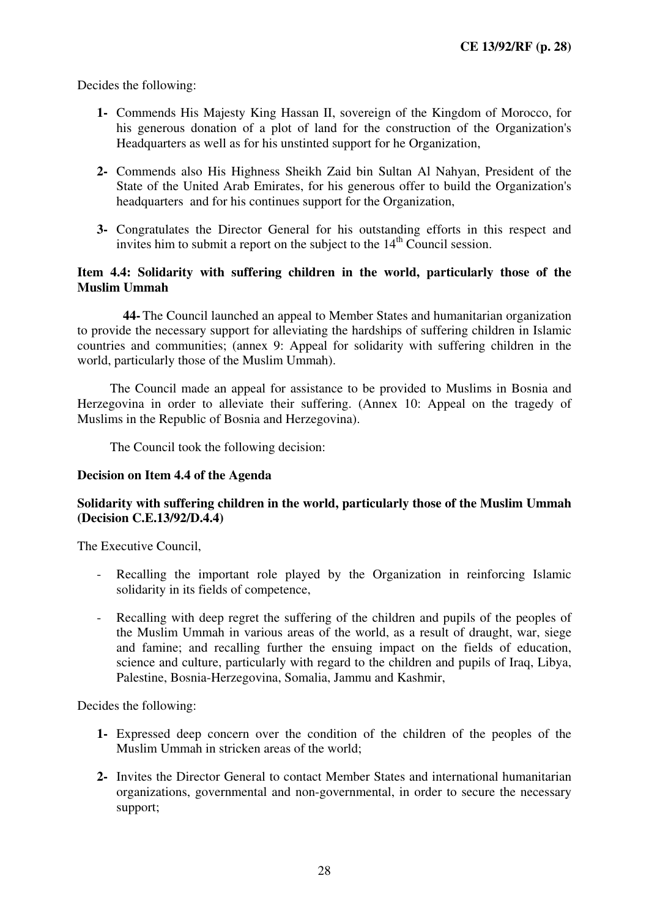Decides the following:

- **1-** Commends His Majesty King Hassan II, sovereign of the Kingdom of Morocco, for his generous donation of a plot of land for the construction of the Organization's Headquarters as well as for his unstinted support for he Organization,

- **2-** Commends also His Highness Sheikh Zaid bin Sultan Al Nahyan, President of the State of the United Arab Emirates, for his generous offer to build the Organization's headquarters and for his continues support for the Organization,

- **3-** Congratulates the Director General for his outstanding efforts in this respect and invites him to submit a report on the subject to the 14th Council session.

**Item 4.4: Solidarity with suffering children in the world, particularly those of the Muslim Ummah**

**44-** The Council launched an appeal to Member States and humanitarian organization to provide the necessary support for alleviating the hardships of suffering children in Islamic countries and communities; (annex 9: Appeal for solidarity with suffering children in the world, particularly those of the Muslim Ummah).

The Council made an appeal for assistance to be provided to Muslims in Bosnia and Herzegovina in order to alleviate their suffering. (Annex 10: Appeal on the tragedy of Muslims in the Republic of Bosnia and Herzegovina).

The Council took the following decision:

**Decision on Item 4.4 of the Agenda**

**Solidarity with suffering children in the world, particularly those of the Muslim Ummah (Decision C.E.13/92/D.4.4)**

The Executive Council,

- Recalling the important role played by the Organization in reinforcing Islamic solidarity in its fields of competence,

- Recalling with deep regret the suffering of the children and pupils of the peoples of the Muslim Ummah in various areas of the world, as a result of draught, war, siege and famine; and recalling further the ensuing impact on the fields of education, science and culture, particularly with regard to the children and pupils of Iraq, Libya, Palestine, Bosnia-Herzegovina, Somalia, Jammu and Kashmir,

Decides the following:

- **1-** Expressed deep concern over the condition of the children of the peoples of the Muslim Ummah in stricken areas of the world;

- **2-** Invites the Director General to contact Member States and international humanitarian organizations, governmental and non-governmental, in order to secure the necessary support;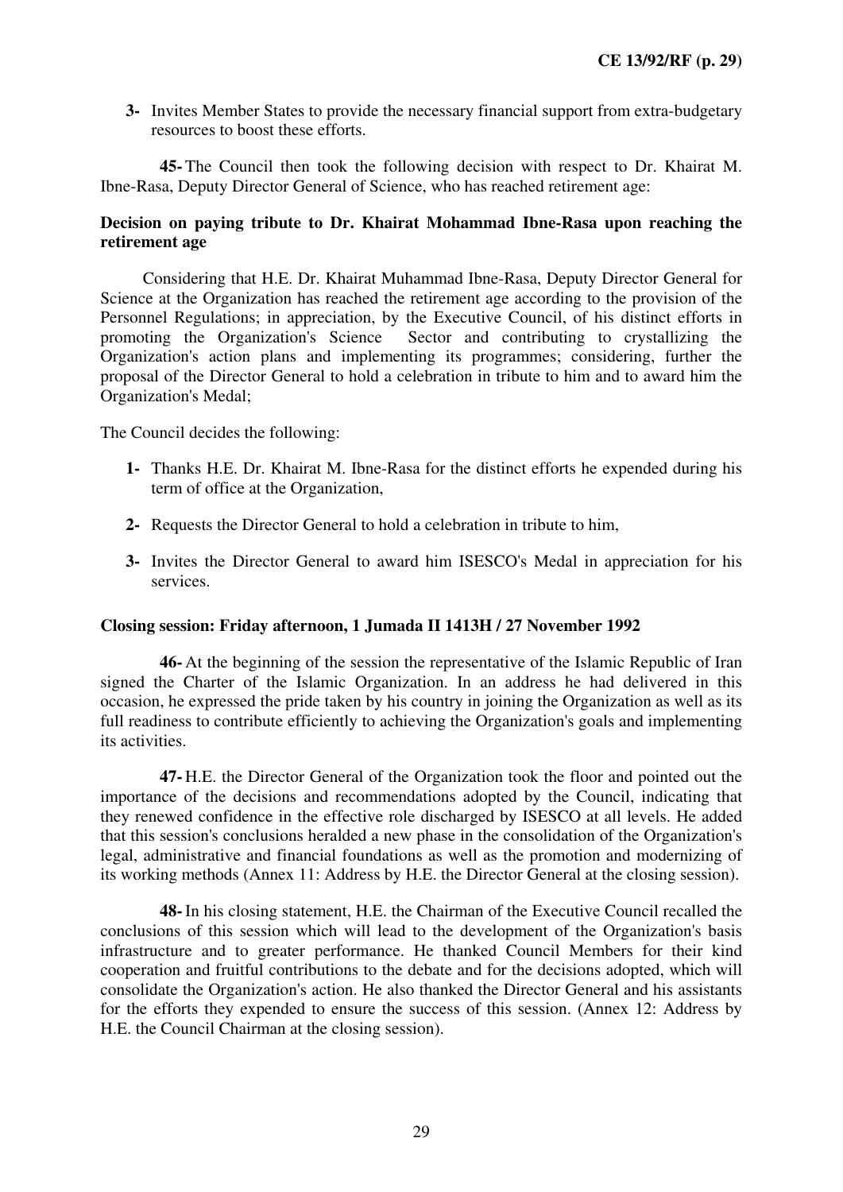**3-** Invites Member States to provide the necessary financial support from extra-budgetary resources to boost these efforts.

**45-** The Council then took the following decision with respect to Dr. Khairat M. Ibne-Rasa, Deputy Director General of Science, who has reached retirement age:

**Decision on paying tribute to Dr. Khairat Mohammad Ibne-Rasa upon reaching the retirement age**

Considering that H.E. Dr. Khairat Muhammad Ibne-Rasa, Deputy Director General for Science at the Organization has reached the retirement age according to the provision of the Personnel Regulations; in appreciation, by the Executive Council, of his distinct efforts in promoting the Organization's Science Sector and contributing to crystallizing the Organization's action plans and implementing its programmes; considering, further the proposal of the Director General to hold a celebration in tribute to him and to award him the Organization's Medal;

The Council decides the following:

**1-** Thanks H.E. Dr. Khairat M. Ibne-Rasa for the distinct efforts he expended during his term of office at the Organization,

**2-** Requests the Director General to hold a celebration in tribute to him,

**3-** Invites the Director General to award him ISESCO's Medal in appreciation for his services.

**Closing session: Friday afternoon, 1 Jumada II 1413H / 27 November 1992**

**46-** At the beginning of the session the representative of the Islamic Republic of Iran signed the Charter of the Islamic Organization. In an address he had delivered in this occasion, he expressed the pride taken by his country in joining the Organization as well as its full readiness to contribute efficiently to achieving the Organization's goals and implementing its activities.

**47-** H.E. the Director General of the Organization took the floor and pointed out the importance of the decisions and recommendations adopted by the Council, indicating that they renewed confidence in the effective role discharged by ISESCO at all levels. He added that this session's conclusions heralded a new phase in the consolidation of the Organization's legal, administrative and financial foundations as well as the promotion and modernizing of its working methods (Annex 11: Address by H.E. the Director General at the closing session).

**48-** In his closing statement, H.E. the Chairman of the Executive Council recalled the conclusions of this session which will lead to the development of the Organization's basis infrastructure and to greater performance. He thanked Council Members for their kind cooperation and fruitful contributions to the debate and for the decisions adopted, which will consolidate the Organization's action. He also thanked the Director General and his assistants for the efforts they expended to ensure the success of this session. (Annex 12: Address by H.E. the Council Chairman at the closing session).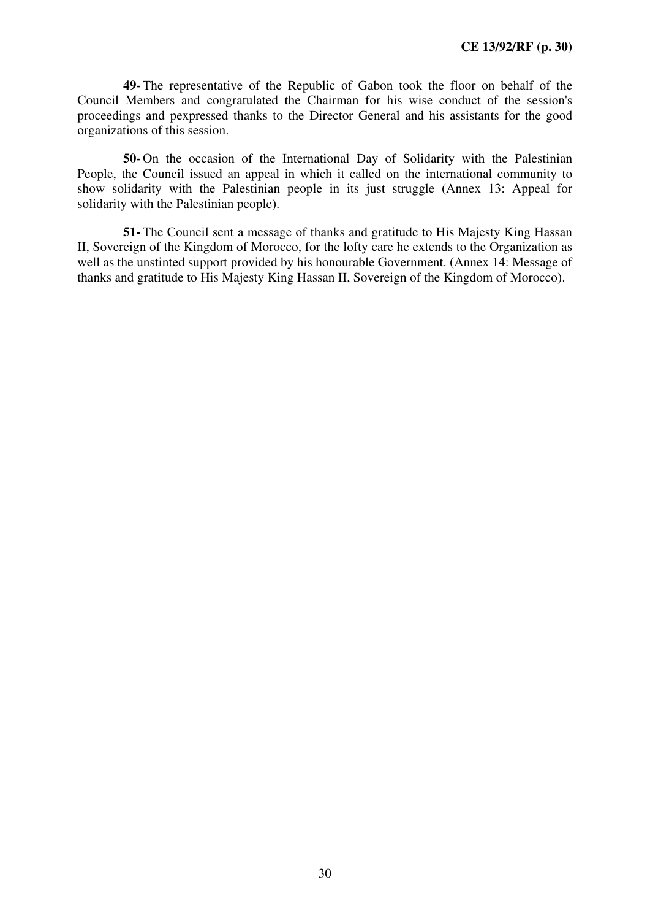**49-** The representative of the Republic of Gabon took the floor on behalf of the Council Members and congratulated the Chairman for his wise conduct of the session's proceedings and pexpressed thanks to the Director General and his assistants for the good organizations of this session.

**50-** On the occasion of the International Day of Solidarity with the Palestinian People, the Council issued an appeal in which it called on the international community to show solidarity with the Palestinian people in its just struggle (Annex 13: Appeal for solidarity with the Palestinian people).

**51-** The Council sent a message of thanks and gratitude to His Majesty King Hassan II, Sovereign of the Kingdom of Morocco, for the lofty care he extends to the Organization as well as the unstinted support provided by his honourable Government. (Annex 14: Message of thanks and gratitude to His Majesty King Hassan II, Sovereign of the Kingdom of Morocco).